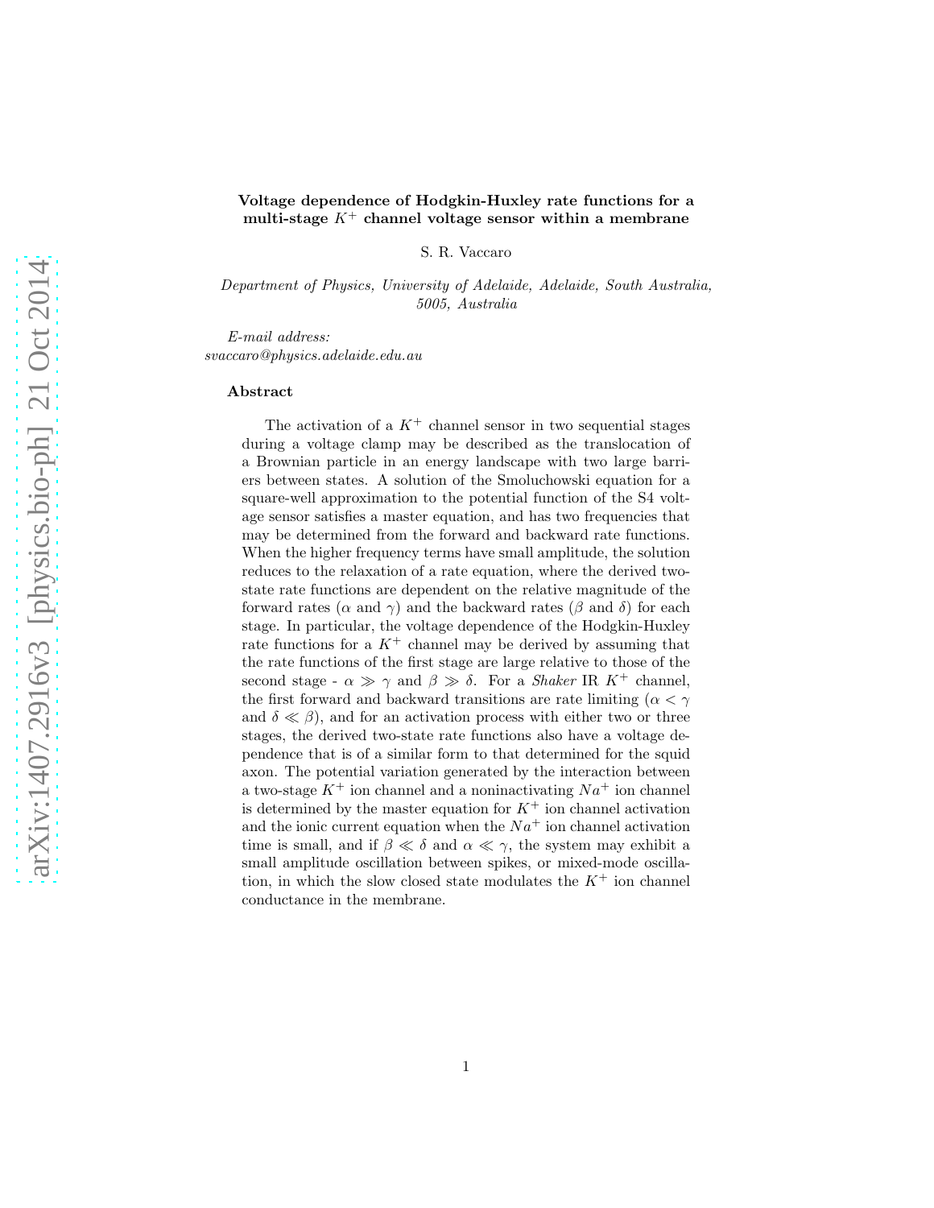# Voltage dependence of Hodgkin-Huxley rate functions for a multi-stage $K^+$ channel voltage sensor within a membrane

S. R. Vaccaro

*Department of Physics, University of Adelaide, Adelaide, South Australia, 5005, Australia*

*E-mail address:*
*svaccaro@physics.adelaide.edu.au*

## Abstract

The activation of a $K^+$ channel sensor in two sequential stages during a voltage clamp may be described as the translocation of a Brownian particle in an energy landscape with two large barriers between states. A solution of the Smoluchowski equation for a square-well approximation to the potential function of the S4 voltage sensor satisfies a master equation, and has two frequencies that may be determined from the forward and backward rate functions. When the higher frequency terms have small amplitude, the solution reduces to the relaxation of a rate equation, where the derived two-state rate functions are dependent on the relative magnitude of the forward rates ($\alpha$ and $\gamma$) and the backward rates ($\beta$ and $\delta$) for each stage. In particular, the voltage dependence of the Hodgkin-Huxley rate functions for a $K^+$ channel may be derived by assuming that the rate functions of the first stage are large relative to those of the second stage - $\alpha \gg \gamma$ and $\beta \gg \delta$. For a *Shaker* IR $K^+$ channel, the first forward and backward transitions are rate limiting ($\alpha < \gamma$ and $\delta \ll \beta$), and for an activation process with either two or three stages, the derived two-state rate functions also have a voltage dependence that is of a similar form to that determined for the squid axon. The potential variation generated by the interaction between a two-stage $K^+$ ion channel and a noninactivating $Na^+$ ion channel is determined by the master equation for $K^+$ ion channel activation and the ionic current equation when the $Na^+$ ion channel activation time is small, and if $\beta \ll \delta$ and $\alpha \ll \gamma$, the system may exhibit a small amplitude oscillation between spikes, or mixed-mode oscillation, in which the slow closed state modulates the $K^+$ ion channel conductance in the membrane.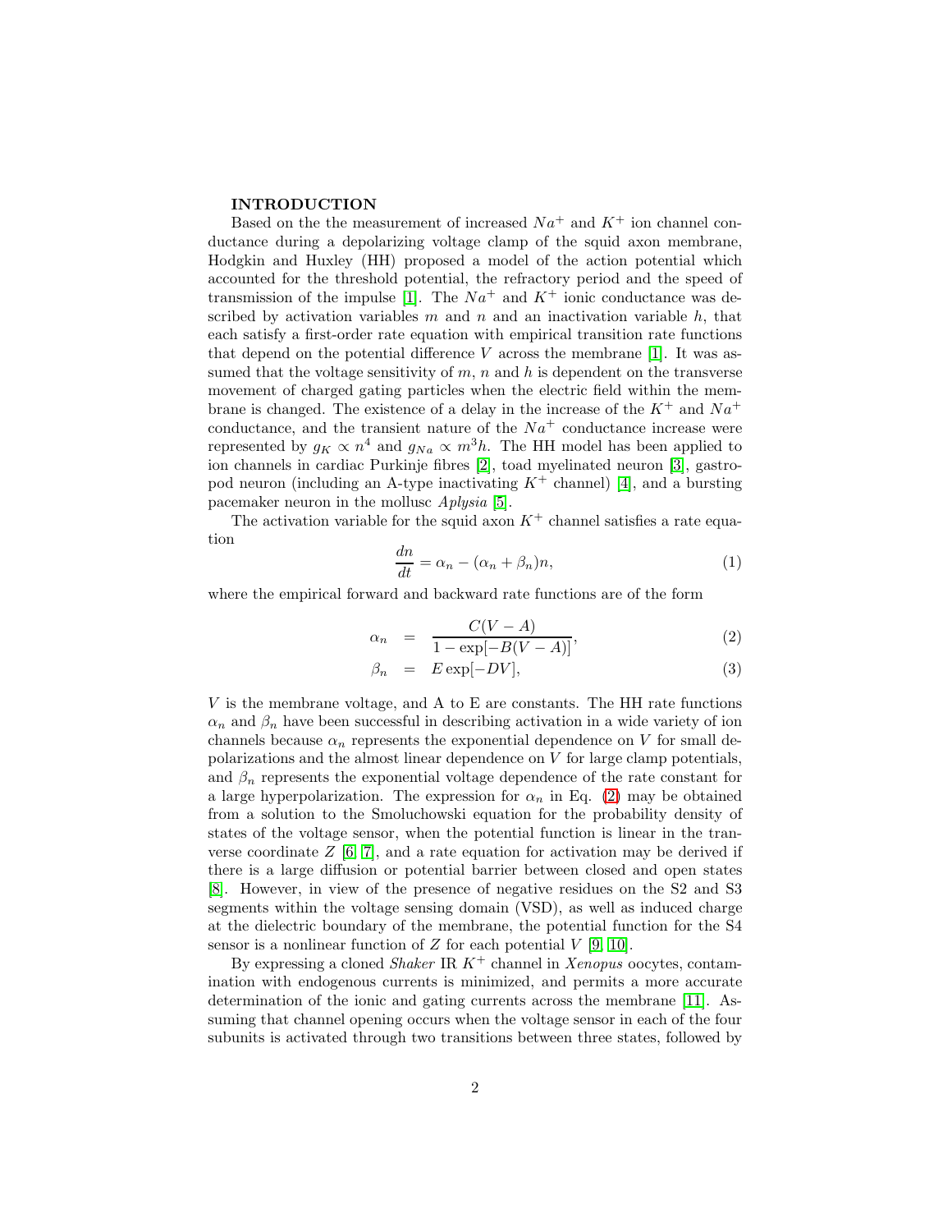## INTRODUCTION

Based on the the measurement of increased $Na^+$ and $K^+$ ion channel conductance during a depolarizing voltage clamp of the squid axon membrane, Hodgkin and Huxley (HH) proposed a model of the action potential which accounted for the threshold potential, the refractory period and the speed of transmission of the impulse [1]. The $Na^+$ and $K^+$ ionic conductance was described by activation variables $m$ and $n$ and an inactivation variable $h$, that each satisfy a first-order rate equation with empirical transition rate functions that depend on the potential difference $V$ across the membrane [1]. It was assumed that the voltage sensitivity of $m$, $n$ and $h$ is dependent on the transverse movement of charged gating particles when the electric field within the membrane is changed. The existence of a delay in the increase of the $K^+$ and $Na^+$ conductance, and the transient nature of the $Na^+$ conductance increase were represented by $g_K \propto n^4$ and $g_{Na} \propto m^3 h$. The HH model has been applied to ion channels in cardiac Purkinje fibres [2], toad myelinated neuron [3], gastropod neuron (including an A-type inactivating $K^+$ channel) [4], and a bursting pacemaker neuron in the mollusc *Aplysia* [5].

The activation variable for the squid axon $K^+$ channel satisfies a rate equation

$$\frac{dn}{dt} = \alpha_n - (\alpha_n + \beta_n)n, \tag{1}$$

where the empirical forward and backward rate functions are of the form

$$\alpha_n = \frac{C(V - A)}{1 - \exp[-B(V - A)]}, \tag{2}$$

$$\beta_n = E \exp[-DV], \tag{3}$$

$V$ is the membrane voltage, and A to E are constants. The HH rate functions $\alpha_n$ and $\beta_n$ have been successful in describing activation in a wide variety of ion channels because $\alpha_n$ represents the exponential dependence on $V$ for small depolarizations and the almost linear dependence on $V$ for large clamp potentials, and $\beta_n$ represents the exponential voltage dependence of the rate constant for a large hyperpolarization. The expression for $\alpha_n$ in Eq. (2) may be obtained from a solution to the Smoluchowski equation for the probability density of states of the voltage sensor, when the potential function is linear in the tranverse coordinate $Z$ [6, 7], and a rate equation for activation may be derived if there is a large diffusion or potential barrier between closed and open states [8]. However, in view of the presence of negative residues on the S2 and S3 segments within the voltage sensing domain (VSD), as well as induced charge at the dielectric boundary of the membrane, the potential function for the S4 sensor is a nonlinear function of $Z$ for each potential $V$ [9, 10].

By expressing a cloned *Shaker* IR $K^+$ channel in *Xenopus* oocytes, contamination with endogenous currents is minimized, and permits a more accurate determination of the ionic and gating currents across the membrane [11]. Assuming that channel opening occurs when the voltage sensor in each of the four subunits is activated through two transitions between three states, followed by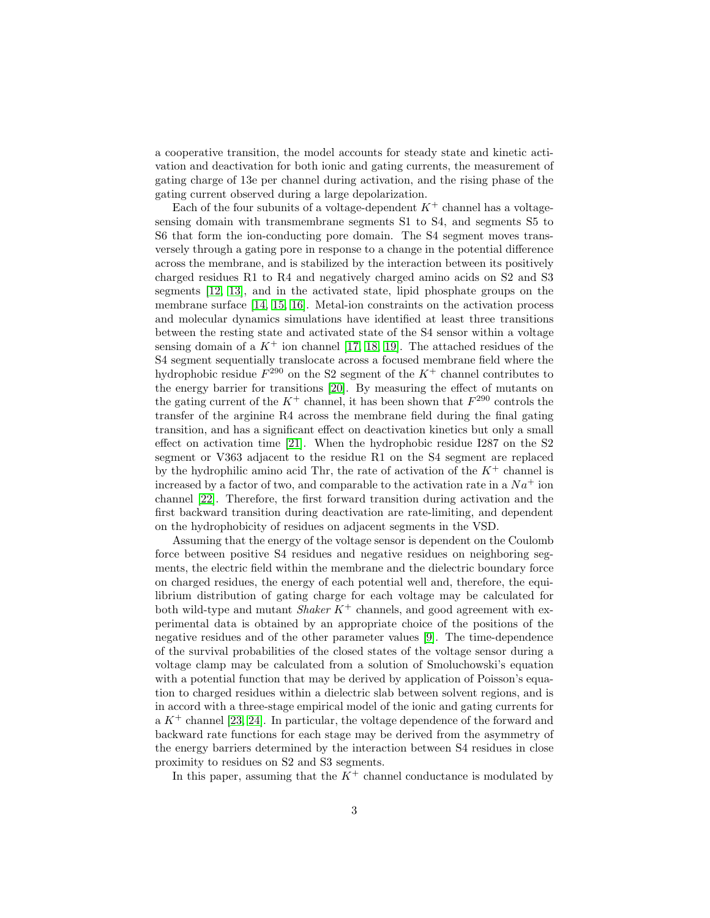a cooperative transition, the model accounts for steady state and kinetic activation and deactivation for both ionic and gating currents, the measurement of gating charge of 13e per channel during activation, and the rising phase of the gating current observed during a large depolarization.

Each of the four subunits of a voltage-dependent $K^+$ channel has a voltage-sensing domain with transmembrane segments S1 to S4, and segments S5 to S6 that form the ion-conducting pore domain. The S4 segment moves transversely through a gating pore in response to a change in the potential difference across the membrane, and is stabilized by the interaction between its positively charged residues R1 to R4 and negatively charged amino acids on S2 and S3 segments [12, 13], and in the activated state, lipid phosphate groups on the membrane surface [14, 15, 16]. Metal-ion constraints on the activation process and molecular dynamics simulations have identified at least three transitions between the resting state and activated state of the S4 sensor within a voltage sensing domain of a $K^+$ ion channel [17, 18, 19]. The attached residues of the S4 segment sequentially translocate across a focused membrane field where the hydrophobic residue $F^{290}$ on the S2 segment of the $K^+$ channel contributes to the energy barrier for transitions [20]. By measuring the effect of mutants on the gating current of the $K^+$ channel, it has been shown that $F^{290}$ controls the transfer of the arginine R4 across the membrane field during the final gating transition, and has a significant effect on deactivation kinetics but only a small effect on activation time [21]. When the hydrophobic residue I287 on the S2 segment or V363 adjacent to the residue R1 on the S4 segment are replaced by the hydrophilic amino acid Thr, the rate of activation of the $K^+$ channel is increased by a factor of two, and comparable to the activation rate in a $Na^+$ ion channel [22]. Therefore, the first forward transition during activation and the first backward transition during deactivation are rate-limiting, and dependent on the hydrophobicity of residues on adjacent segments in the VSD.

Assuming that the energy of the voltage sensor is dependent on the Coulomb force between positive S4 residues and negative residues on neighboring segments, the electric field within the membrane and the dielectric boundary force on charged residues, the energy of each potential well and, therefore, the equilibrium distribution of gating charge for each voltage may be calculated for both wild-type and mutant *Shaker* $K^+$ channels, and good agreement with experimental data is obtained by an appropriate choice of the positions of the negative residues and of the other parameter values [9]. The time-dependence of the survival probabilities of the closed states of the voltage sensor during a voltage clamp may be calculated from a solution of Smoluchowski's equation with a potential function that may be derived by application of Poisson's equation to charged residues within a dielectric slab between solvent regions, and is in accord with a three-stage empirical model of the ionic and gating currents for a $K^+$ channel [23, 24]. In particular, the voltage dependence of the forward and backward rate functions for each stage may be derived from the asymmetry of the energy barriers determined by the interaction between S4 residues in close proximity to residues on S2 and S3 segments.

In this paper, assuming that the $K^+$ channel conductance is modulated by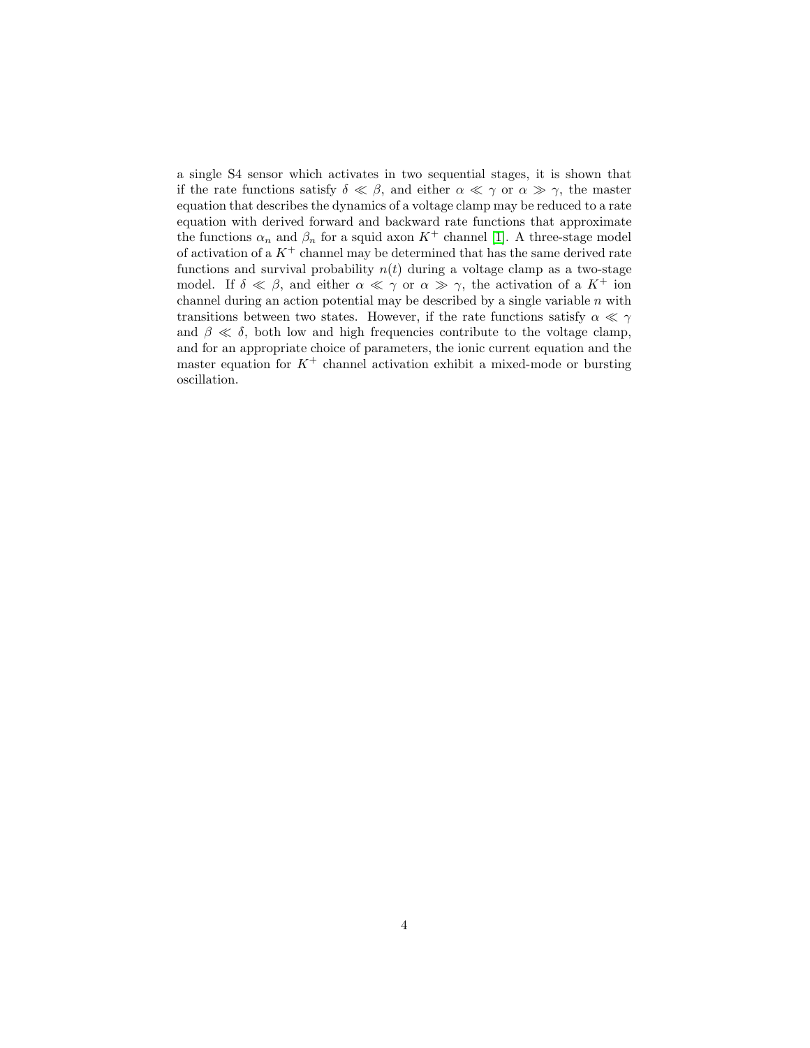a single S4 sensor which activates in two sequential stages, it is shown that if the rate functions satisfy $\delta \ll \beta$, and either $\alpha \ll \gamma$ or $\alpha \gg \gamma$, the master equation that describes the dynamics of a voltage clamp may be reduced to a rate equation with derived forward and backward rate functions that approximate the functions $\alpha_n$ and $\beta_n$ for a squid axon $K^+$ channel [1]. A three-stage model of activation of a $K^+$ channel may be determined that has the same derived rate functions and survival probability $n(t)$ during a voltage clamp as a two-stage model. If $\delta \ll \beta$, and either $\alpha \ll \gamma$ or $\alpha \gg \gamma$, the activation of a $K^+$ ion channel during an action potential may be described by a single variable $n$ with transitions between two states. However, if the rate functions satisfy $\alpha \ll \gamma$ and $\beta \ll \delta$, both low and high frequencies contribute to the voltage clamp, and for an appropriate choice of parameters, the ionic current equation and the master equation for $K^+$ channel activation exhibit a mixed-mode or bursting oscillation.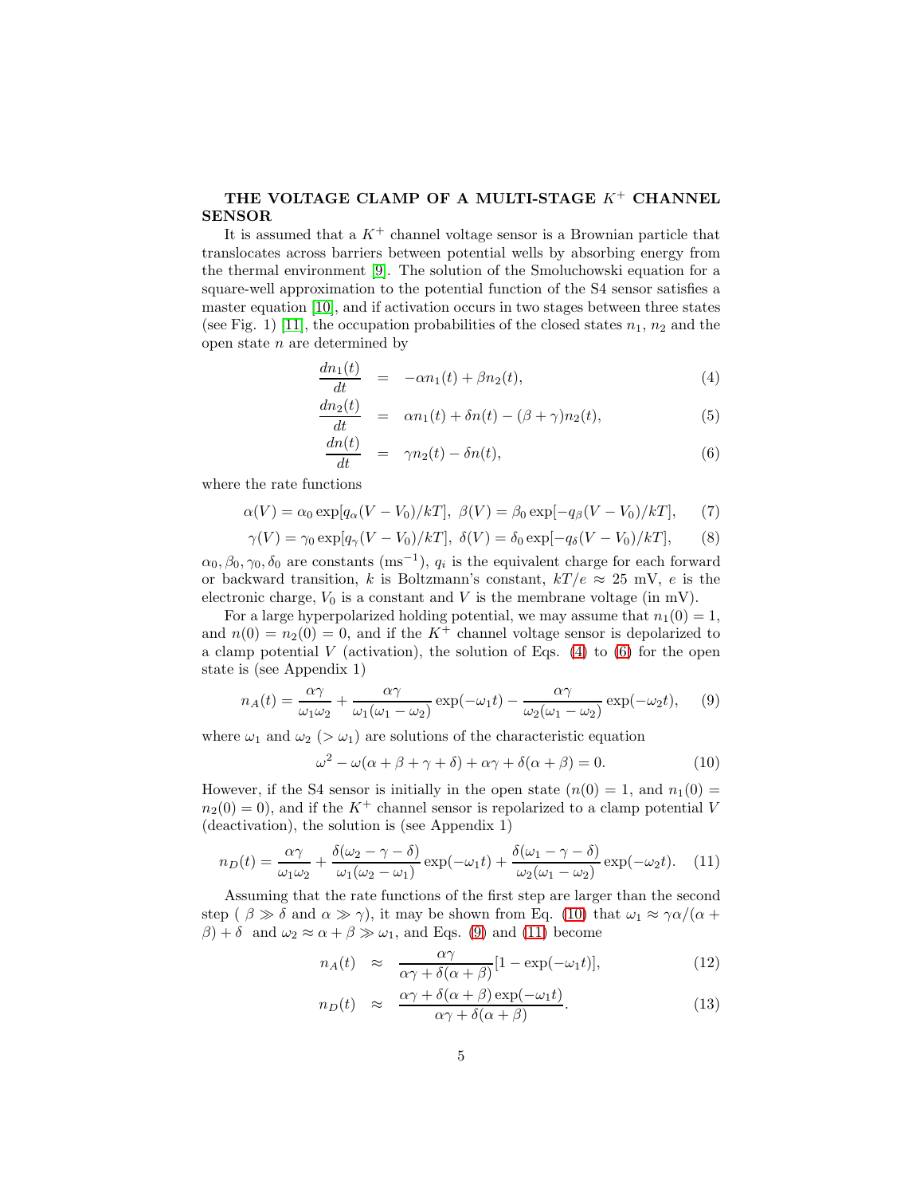**THE VOLTAGE CLAMP OF A MULTI-STAGE $K^+$ CHANNEL SENSOR**

It is assumed that a $K^+$ channel voltage sensor is a Brownian particle that translocates across barriers between potential wells by absorbing energy from the thermal environment [9]. The solution of the Smoluchowski equation for a square-well approximation to the potential function of the S4 sensor satisfies a master equation [10], and if activation occurs in two stages between three states (see Fig. 1) [11], the occupation probabilities of the closed states $n_1$, $n_2$ and the open state $n$ are determined by

$$\frac{dn_1(t)}{dt} = -\alpha n_1(t) + \beta n_2(t), \tag{4}$$

$$\frac{dn_2(t)}{dt} = \alpha n_1(t) + \delta n(t) - (\beta + \gamma) n_2(t), \tag{5}$$

$$\frac{dn(t)}{dt} = \gamma n_2(t) - \delta n(t), \tag{6}$$

where the rate functions

$$\alpha(V) = \alpha_0 \exp[q_\alpha (V - V_0)/kT],\ \beta(V) = \beta_0 \exp[-q_\beta (V - V_0)/kT], \tag{7}$$

$$\gamma(V) = \gamma_0 \exp[q_\gamma (V - V_0)/kT],\ \delta(V) = \delta_0 \exp[-q_\delta (V - V_0)/kT], \tag{8}$$

$\alpha_0, \beta_0, \gamma_0, \delta_0$ are constants (ms$^{-1}$), $q_i$ is the equivalent charge for each forward or backward transition, $k$ is Boltzmann's constant, $kT/e \approx 25$ mV, $e$ is the electronic charge, $V_0$ is a constant and $V$ is the membrane voltage (in mV).

For a large hyperpolarized holding potential, we may assume that $n_1(0) = 1$, and $n(0) = n_2(0) = 0$, and if the $K^+$ channel voltage sensor is depolarized to a clamp potential $V$ (activation), the solution of Eqs. (4) to (6) for the open state is (see Appendix 1)

$$n_A(t) = \frac{\alpha\gamma}{\omega_1\omega_2} + \frac{\alpha\gamma}{\omega_1(\omega_1 - \omega_2)} \exp(-\omega_1 t) - \frac{\alpha\gamma}{\omega_2(\omega_1 - \omega_2)} \exp(-\omega_2 t), \tag{9}$$

where $\omega_1$ and $\omega_2$ ($> \omega_1$) are solutions of the characteristic equation

$$\omega^2 - \omega(\alpha + \beta + \gamma + \delta) + \alpha\gamma + \delta(\alpha + \beta) = 0. \tag{10}$$

However, if the S4 sensor is initially in the open state ($n(0) = 1$, and $n_1(0) = n_2(0) = 0$), and if the $K^+$ channel sensor is repolarized to a clamp potential $V$ (deactivation), the solution is (see Appendix 1)

$$n_D(t) = \frac{\alpha\gamma}{\omega_1\omega_2} + \frac{\delta(\omega_2 - \gamma - \delta)}{\omega_1(\omega_2 - \omega_1)} \exp(-\omega_1 t) + \frac{\delta(\omega_1 - \gamma - \delta)}{\omega_2(\omega_1 - \omega_2)} \exp(-\omega_2 t). \tag{11}$$

Assuming that the rate functions of the first step are larger than the second step ( $\beta \gg \delta$ and $\alpha \gg \gamma$), it may be shown from Eq. (10) that $\omega_1 \approx \gamma\alpha/(\alpha + \beta) + \delta$ and $\omega_2 \approx \alpha + \beta \gg \omega_1$, and Eqs. (9) and (11) become

$$n_A(t) \approx \frac{\alpha\gamma}{\alpha\gamma + \delta(\alpha + \beta)} [1 - \exp(-\omega_1 t)], \tag{12}$$

$$n_D(t) \approx \frac{\alpha\gamma + \delta(\alpha + \beta) \exp(-\omega_1 t)}{\alpha\gamma + \delta(\alpha + \beta)}. \tag{13}$$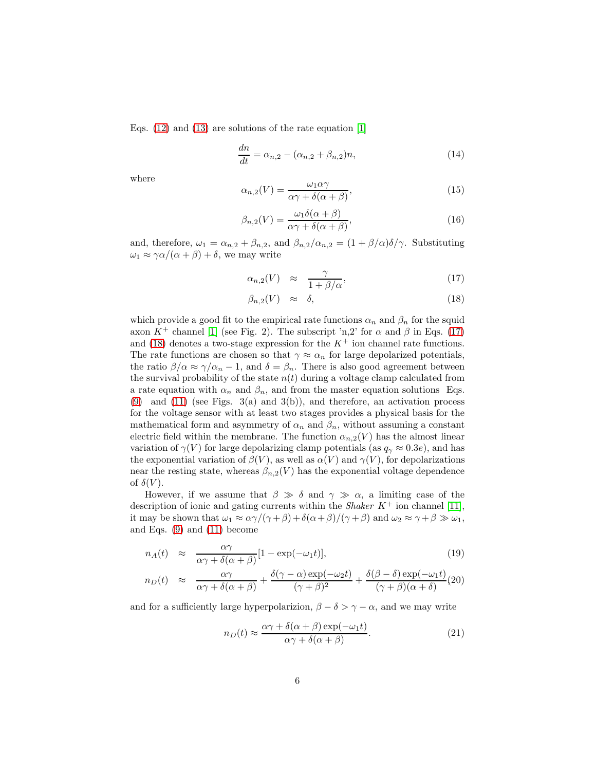Eqs. (12) and (13) are solutions of the rate equation [1]

$$\frac{dn}{dt} = \alpha_{n,2} - (\alpha_{n,2} + \beta_{n,2})n, \tag{14}$$

where

$$\alpha_{n,2}(V) = \frac{\omega_1 \alpha\gamma}{\alpha\gamma + \delta(\alpha + \beta)}, \tag{15}$$

$$\beta_{n,2}(V) = \frac{\omega_1 \delta(\alpha + \beta)}{\alpha\gamma + \delta(\alpha + \beta)}, \tag{16}$$

and, therefore, $\omega_1 = \alpha_{n,2} + \beta_{n,2}$, and $\beta_{n,2}/\alpha_{n,2} = (1 + \beta/\alpha)\delta/\gamma$. Substituting $\omega_1 \approx \gamma\alpha/(\alpha + \beta) + \delta$, we may write

$$\alpha_{n,2}(V) \approx \frac{\gamma}{1 + \beta/\alpha}, \tag{17}$$

$$\beta_{n,2}(V) \approx \delta, \tag{18}$$

which provide a good fit to the empirical rate functions $\alpha_n$ and $\beta_n$ for the squid axon $K^+$ channel [1] (see Fig. 2). The subscript 'n,2' for $\alpha$ and $\beta$ in Eqs. (17) and (18) denotes a two-stage expression for the $K^+$ ion channel rate functions. The rate functions are chosen so that $\gamma \approx \alpha_n$ for large depolarized potentials, the ratio $\beta/\alpha \approx \gamma/\alpha_n - 1$, and $\delta = \beta_n$. There is also good agreement between the survival probability of the state $n(t)$ during a voltage clamp calculated from a rate equation with $\alpha_n$ and $\beta_n$, and from the master equation solutions Eqs. (9) and (11) (see Figs. 3(a) and 3(b)), and therefore, an activation process for the voltage sensor with at least two stages provides a physical basis for the mathematical form and asymmetry of $\alpha_n$ and $\beta_n$, without assuming a constant electric field within the membrane. The function $\alpha_{n,2}(V)$ has the almost linear variation of $\gamma(V)$ for large depolarizing clamp potentials (as $q_\gamma \approx 0.3e$), and has the exponential variation of $\beta(V)$, as well as $\alpha(V)$ and $\gamma(V)$, for depolarizations near the resting state, whereas $\beta_{n,2}(V)$ has the exponential voltage dependence of $\delta(V)$.

However, if we assume that $\beta \gg \delta$ and $\gamma \gg \alpha$, a limiting case of the description of ionic and gating currents within the *Shaker* $K^+$ ion channel [11], it may be shown that $\omega_1 \approx \alpha\gamma/(\gamma + \beta) + \delta(\alpha + \beta)/(\gamma + \beta)$ and $\omega_2 \approx \gamma + \beta \gg \omega_1$, and Eqs. (9) and (11) become

$$n_A(t) \approx \frac{\alpha\gamma}{\alpha\gamma + \delta(\alpha + \beta)}[1 - \exp(-\omega_1 t)], \tag{19}$$

$$n_D(t) \approx \frac{\alpha\gamma}{\alpha\gamma + \delta(\alpha + \beta)} + \frac{\delta(\gamma - \alpha)\exp(-\omega_2 t)}{(\gamma + \beta)^2} + \frac{\delta(\beta - \delta)\exp(-\omega_1 t)}{(\gamma + \beta)(\alpha + \delta)} \tag{20}$$

and for a sufficiently large hyperpolarizion, $\beta - \delta > \gamma - \alpha$, and we may write

$$n_D(t) \approx \frac{\alpha\gamma + \delta(\alpha + \beta)\exp(-\omega_1 t)}{\alpha\gamma + \delta(\alpha + \beta)}. \tag{21}$$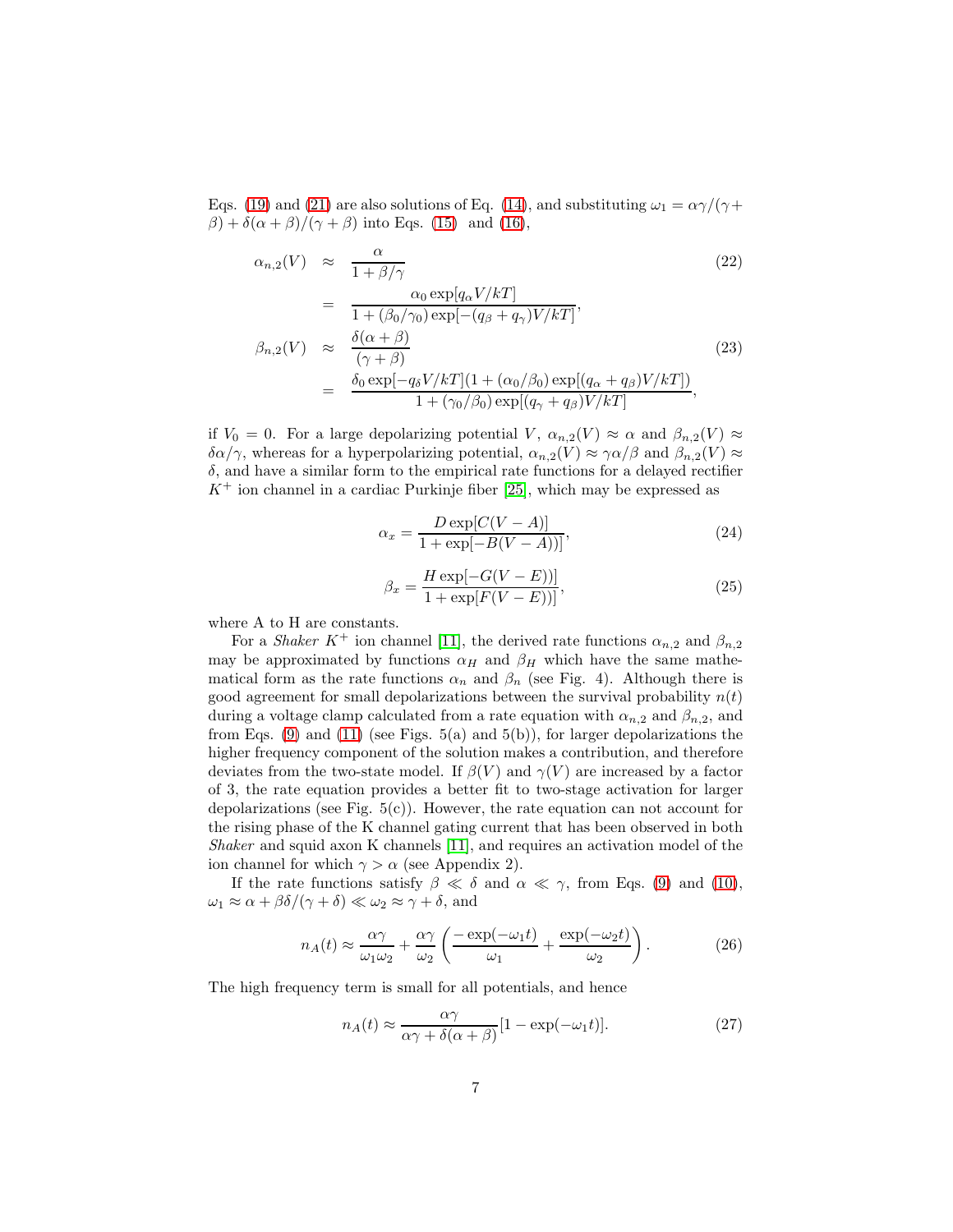Eqs. (19) and (21) are also solutions of Eq. (14), and substituting $\omega_1 = \alpha\gamma/(\gamma + \beta) + \delta(\alpha+\beta)/(\gamma+\beta)$ into Eqs. (15) and (16),

$$
\begin{aligned}
\alpha_{n,2}(V) &\approx \frac{\alpha}{1+\beta/\gamma} \qquad (22)\\
&= \frac{\alpha_0 \exp[q_\alpha V/kT]}{1 + (\beta_0/\gamma_0)\exp[-(q_\beta + q_\gamma)V/kT]},\\
\beta_{n,2}(V) &\approx \frac{\delta(\alpha+\beta)}{(\gamma+\beta)} \qquad (23)\\
&= \frac{\delta_0 \exp[-q_\delta V/kT](1 + (\alpha_0/\beta_0)\exp[(q_\alpha + q_\beta)V/kT])}{1 + (\gamma_0/\beta_0)\exp[(q_\gamma + q_\beta)V/kT]},
\end{aligned}
$$

if $V_0 = 0$. For a large depolarizing potential $V$, $\alpha_{n,2}(V) \approx \alpha$ and $\beta_{n,2}(V) \approx \delta\alpha/\gamma$, whereas for a hyperpolarizing potential, $\alpha_{n,2}(V) \approx \gamma\alpha/\beta$ and $\beta_{n,2}(V) \approx \delta$, and have a similar form to the empirical rate functions for a delayed rectifier $K^+$ ion channel in a cardiac Purkinje fiber [25], which may be expressed as

$$
\alpha_x = \frac{D\exp[C(V-A)]}{1+\exp[-B(V-A))]}, \qquad (24)
$$

$$
\beta_x = \frac{H\exp[-G(V-E))]}{1+\exp[F(V-E))]}, \qquad (25)
$$

where A to H are constants.

For a *Shaker* $K^+$ ion channel [11], the derived rate functions $\alpha_{n,2}$ and $\beta_{n,2}$ may be approximated by functions $\alpha_H$ and $\beta_H$ which have the same mathematical form as the rate functions $\alpha_n$ and $\beta_n$ (see Fig. 4). Although there is good agreement for small depolarizations between the survival probability $n(t)$ during a voltage clamp calculated from a rate equation with $\alpha_{n,2}$ and $\beta_{n,2}$, and from Eqs. (9) and (11) (see Figs. 5(a) and 5(b)), for larger depolarizations the higher frequency component of the solution makes a contribution, and therefore deviates from the two-state model. If $\beta(V)$ and $\gamma(V)$ are increased by a factor of 3, the rate equation provides a better fit to two-stage activation for larger depolarizations (see Fig. 5(c)). However, the rate equation can not account for the rising phase of the K channel gating current that has been observed in both *Shaker* and squid axon K channels [11], and requires an activation model of the ion channel for which $\gamma > \alpha$ (see Appendix 2).

If the rate functions satisfy $\beta \ll \delta$ and $\alpha \ll \gamma$, from Eqs. (9) and (10), $\omega_1 \approx \alpha + \beta\delta/(\gamma+\delta) \ll \omega_2 \approx \gamma + \delta$, and

$$
n_A(t) \approx \frac{\alpha\gamma}{\omega_1\omega_2} + \frac{\alpha\gamma}{\omega_2}\left(\frac{-\exp(-\omega_1 t)}{\omega_1} + \frac{\exp(-\omega_2 t)}{\omega_2}\right). \qquad (26)
$$

The high frequency term is small for all potentials, and hence

$$
n_A(t) \approx \frac{\alpha\gamma}{\alpha\gamma + \delta(\alpha+\beta)}[1 - \exp(-\omega_1 t)]. \qquad (27)
$$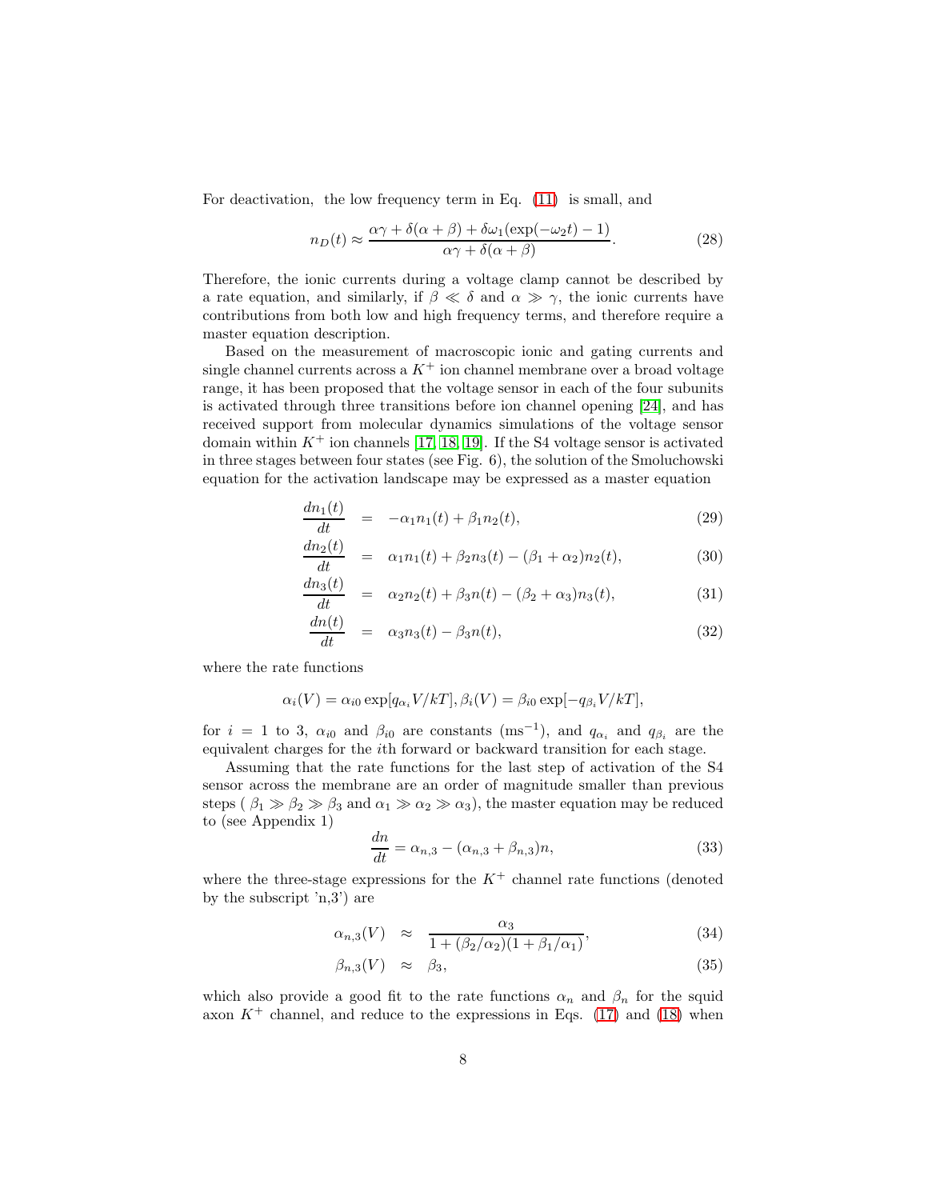For deactivation, the low frequency term in Eq. (11) is small, and

$$n_D(t) \approx \frac{\alpha\gamma + \delta(\alpha+\beta) + \delta\omega_1(\exp(-\omega_2 t) - 1)}{\alpha\gamma + \delta(\alpha+\beta)}. \tag{28}$$

Therefore, the ionic currents during a voltage clamp cannot be described by a rate equation, and similarly, if $\beta \ll \delta$ and $\alpha \gg \gamma$, the ionic currents have contributions from both low and high frequency terms, and therefore require a master equation description.

Based on the measurement of macroscopic ionic and gating currents and single channel currents across a $K^+$ ion channel membrane over a broad voltage range, it has been proposed that the voltage sensor in each of the four subunits is activated through three transitions before ion channel opening [24], and has received support from molecular dynamics simulations of the voltage sensor domain within $K^+$ ion channels [17, 18, 19]. If the S4 voltage sensor is activated in three stages between four states (see Fig. 6), the solution of the Smoluchowski equation for the activation landscape may be expressed as a master equation

$$\frac{dn_1(t)}{dt} = -\alpha_1 n_1(t) + \beta_1 n_2(t), \tag{29}$$

$$\frac{dn_2(t)}{dt} = \alpha_1 n_1(t) + \beta_2 n_3(t) - (\beta_1 + \alpha_2) n_2(t), \tag{30}$$

$$\frac{dn_3(t)}{dt} = \alpha_2 n_2(t) + \beta_3 n(t) - (\beta_2 + \alpha_3) n_3(t), \tag{31}$$

$$\frac{dn(t)}{dt} = \alpha_3 n_3(t) - \beta_3 n(t), \tag{32}$$

where the rate functions

$$\alpha_i(V) = \alpha_{i0}\exp[q_{\alpha_i}V/kT], \beta_i(V) = \beta_{i0}\exp[-q_{\beta_i}V/kT],$$

for $i = 1$ to 3, $\alpha_{i0}$ and $\beta_{i0}$ are constants ($\mathrm{ms}^{-1}$), and $q_{\alpha_i}$ and $q_{\beta_i}$ are the equivalent charges for the $i$th forward or backward transition for each stage.

Assuming that the rate functions for the last step of activation of the S4 sensor across the membrane are an order of magnitude smaller than previous steps ( $\beta_1 \gg \beta_2 \gg \beta_3$ and $\alpha_1 \gg \alpha_2 \gg \alpha_3$), the master equation may be reduced to (see Appendix 1)

$$\frac{dn}{dt} = \alpha_{n,3} - (\alpha_{n,3} + \beta_{n,3})n, \tag{33}$$

where the three-stage expressions for the $K^+$ channel rate functions (denoted by the subscript 'n,3') are

$$\alpha_{n,3}(V) \approx \frac{\alpha_3}{1 + (\beta_2/\alpha_2)(1 + \beta_1/\alpha_1)}, \tag{34}$$

$$\beta_{n,3}(V) \approx \beta_3, \tag{35}$$

which also provide a good fit to the rate functions $\alpha_n$ and $\beta_n$ for the squid axon $K^+$ channel, and reduce to the expressions in Eqs. (17) and (18) when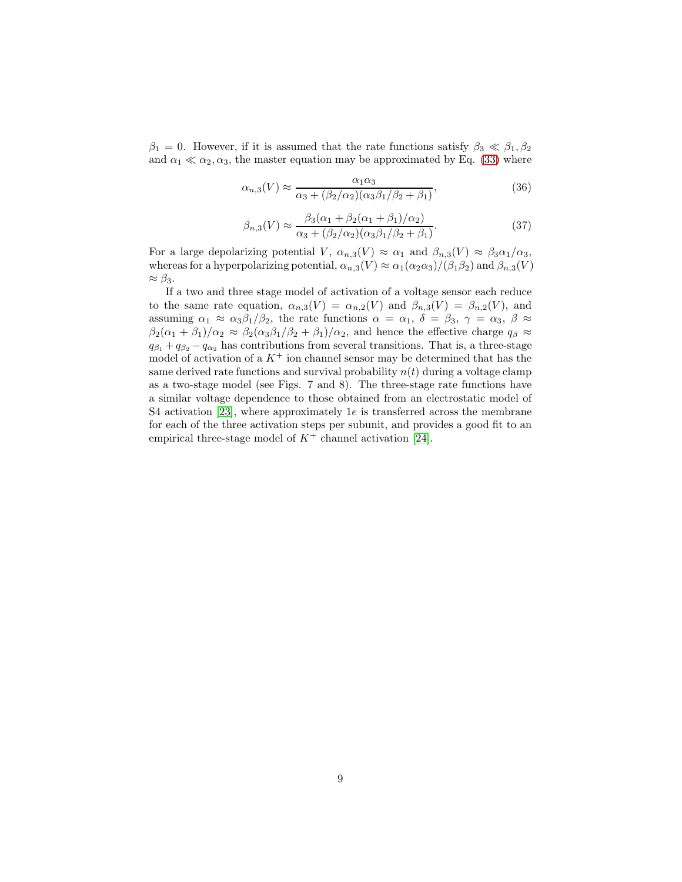$\beta_1 = 0$. However, if it is assumed that the rate functions satisfy $\beta_3 \ll \beta_1, \beta_2$ and $\alpha_1 \ll \alpha_2, \alpha_3$, the master equation may be approximated by Eq. (33) where

$$\alpha_{n,3}(V) \approx \frac{\alpha_1 \alpha_3}{\alpha_3 + (\beta_2/\alpha_2)(\alpha_3\beta_1/\beta_2 + \beta_1)}, \tag{36}$$

$$\beta_{n,3}(V) \approx \frac{\beta_3(\alpha_1 + \beta_2(\alpha_1 + \beta_1)/\alpha_2)}{\alpha_3 + (\beta_2/\alpha_2)(\alpha_3\beta_1/\beta_2 + \beta_1)}. \tag{37}$$

For a large depolarizing potential $V$, $\alpha_{n,3}(V) \approx \alpha_1$ and $\beta_{n,3}(V) \approx \beta_3\alpha_1/\alpha_3$, whereas for a hyperpolarizing potential, $\alpha_{n,3}(V) \approx \alpha_1(\alpha_2\alpha_3)/(\beta_1\beta_2)$ and $\beta_{n,3}(V) \approx \beta_3$.

If a two and three stage model of activation of a voltage sensor each reduce to the same rate equation, $\alpha_{n,3}(V) = \alpha_{n,2}(V)$ and $\beta_{n,3}(V) = \beta_{n,2}(V)$, and assuming $\alpha_1 \approx \alpha_3\beta_1/\beta_2$, the rate functions $\alpha = \alpha_1$, $\delta = \beta_3$, $\gamma = \alpha_3$, $\beta \approx \beta_2(\alpha_1 + \beta_1)/\alpha_2 \approx \beta_2(\alpha_3\beta_1/\beta_2 + \beta_1)/\alpha_2$, and hence the effective charge $q_\beta \approx q_{\beta_1} + q_{\beta_2} - q_{\alpha_2}$ has contributions from several transitions. That is, a three-stage model of activation of a $K^+$ ion channel sensor may be determined that has the same derived rate functions and survival probability $n(t)$ during a voltage clamp as a two-stage model (see Figs. 7 and 8). The three-stage rate functions have a similar voltage dependence to those obtained from an electrostatic model of S4 activation [23], where approximately $1e$ is transferred across the membrane for each of the three activation steps per subunit, and provides a good fit to an empirical three-stage model of $K^+$ channel activation [24].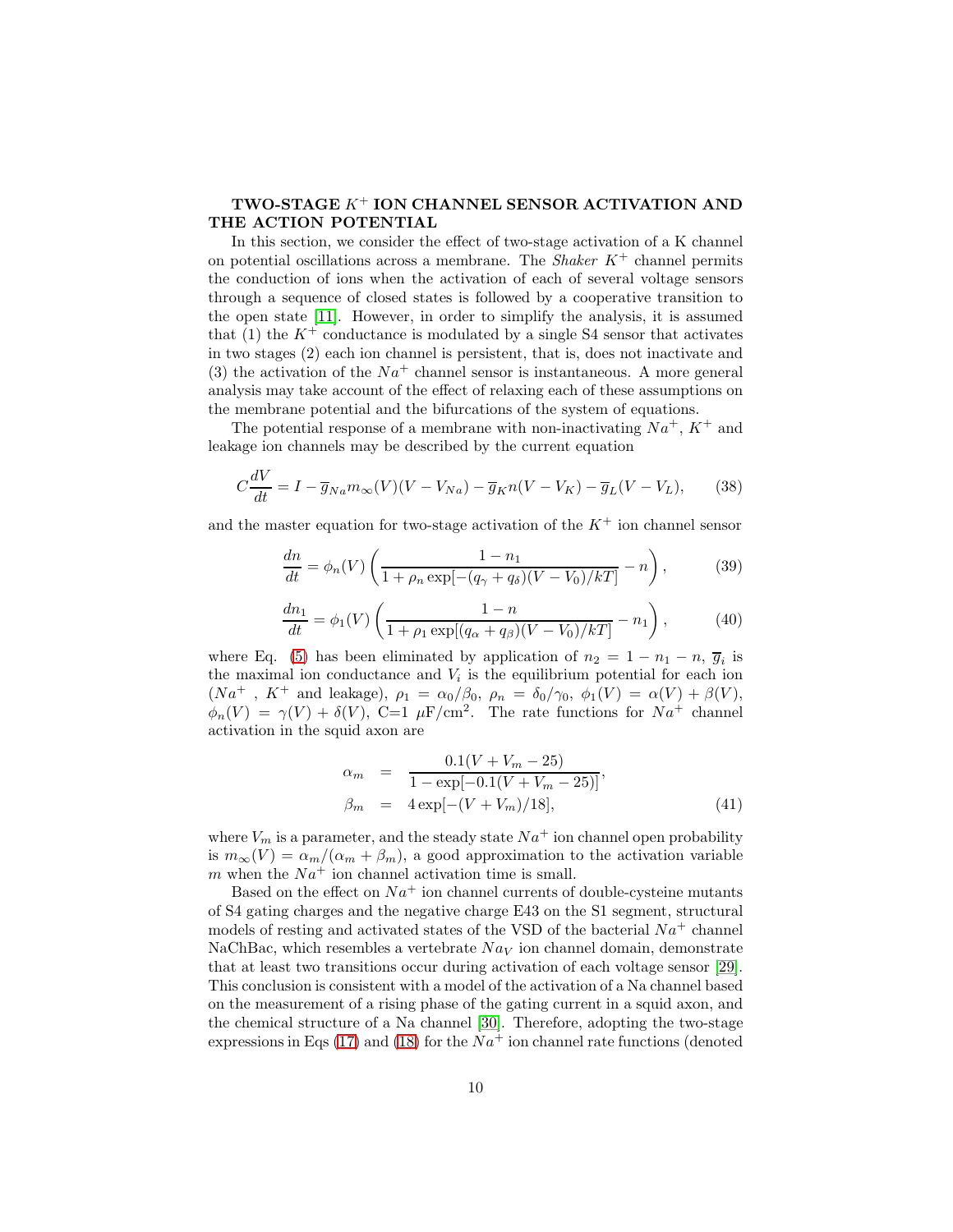## TWO-STAGE $K^+$ ION CHANNEL SENSOR ACTIVATION AND THE ACTION POTENTIAL

In this section, we consider the effect of two-stage activation of a K channel on potential oscillations across a membrane. The *Shaker* $K^+$ channel permits the conduction of ions when the activation of each of several voltage sensors through a sequence of closed states is followed by a cooperative transition to the open state [11]. However, in order to simplify the analysis, it is assumed that (1) the $K^+$ conductance is modulated by a single S4 sensor that activates in two stages (2) each ion channel is persistent, that is, does not inactivate and (3) the activation of the $Na^+$ channel sensor is instantaneous. A more general analysis may take account of the effect of relaxing each of these assumptions on the membrane potential and the bifurcations of the system of equations.

The potential response of a membrane with non-inactivating $Na^+$, $K^+$ and leakage ion channels may be described by the current equation

$$C\frac{dV}{dt} = I - \overline{g}_{Na} m_\infty(V)(V - V_{Na}) - \overline{g}_K n(V - V_K) - \overline{g}_L(V - V_L), \qquad (38)$$

and the master equation for two-stage activation of the $K^+$ ion channel sensor

$$\frac{dn}{dt} = \phi_n(V)\left(\frac{1 - n_1}{1 + \rho_n \exp[-(q_\gamma + q_\delta)(V - V_0)/kT]} - n\right), \qquad (39)$$

$$\frac{dn_1}{dt} = \phi_1(V)\left(\frac{1 - n}{1 + \rho_1 \exp[(q_\alpha + q_\beta)(V - V_0)/kT]} - n_1\right), \qquad (40)$$

where Eq. (5) has been eliminated by application of $n_2 = 1 - n_1 - n$, $\overline{g}_i$ is the maximal ion conductance and $V_i$ is the equilibrium potential for each ion ($Na^+$ , $K^+$ and leakage), $\rho_1 = \alpha_0/\beta_0$, $\rho_n = \delta_0/\gamma_0$, $\phi_1(V) = \alpha(V) + \beta(V)$, $\phi_n(V) = \gamma(V) + \delta(V)$, C=1 $\mu$F/cm$^2$. The rate functions for $Na^+$ channel activation in the squid axon are

$$\begin{aligned}
\alpha_m &= \frac{0.1(V + V_m - 25)}{1 - \exp[-0.1(V + V_m - 25)]}, \\
\beta_m &= 4\exp[-(V + V_m)/18],
\end{aligned} \qquad (41)$$

where $V_m$ is a parameter, and the steady state $Na^+$ ion channel open probability is $m_\infty(V) = \alpha_m/(\alpha_m + \beta_m)$, a good approximation to the activation variable $m$ when the $Na^+$ ion channel activation time is small.

Based on the effect on $Na^+$ ion channel currents of double-cysteine mutants of S4 gating charges and the negative charge E43 on the S1 segment, structural models of resting and activated states of the VSD of the bacterial $Na^+$ channel NaChBac, which resembles a vertebrate $Na_V$ ion channel domain, demonstrate that at least two transitions occur during activation of each voltage sensor [29]. This conclusion is consistent with a model of the activation of a Na channel based on the measurement of a rising phase of the gating current in a squid axon, and the chemical structure of a Na channel [30]. Therefore, adopting the two-stage expressions in Eqs (17) and (18) for the $Na^+$ ion channel rate functions (denoted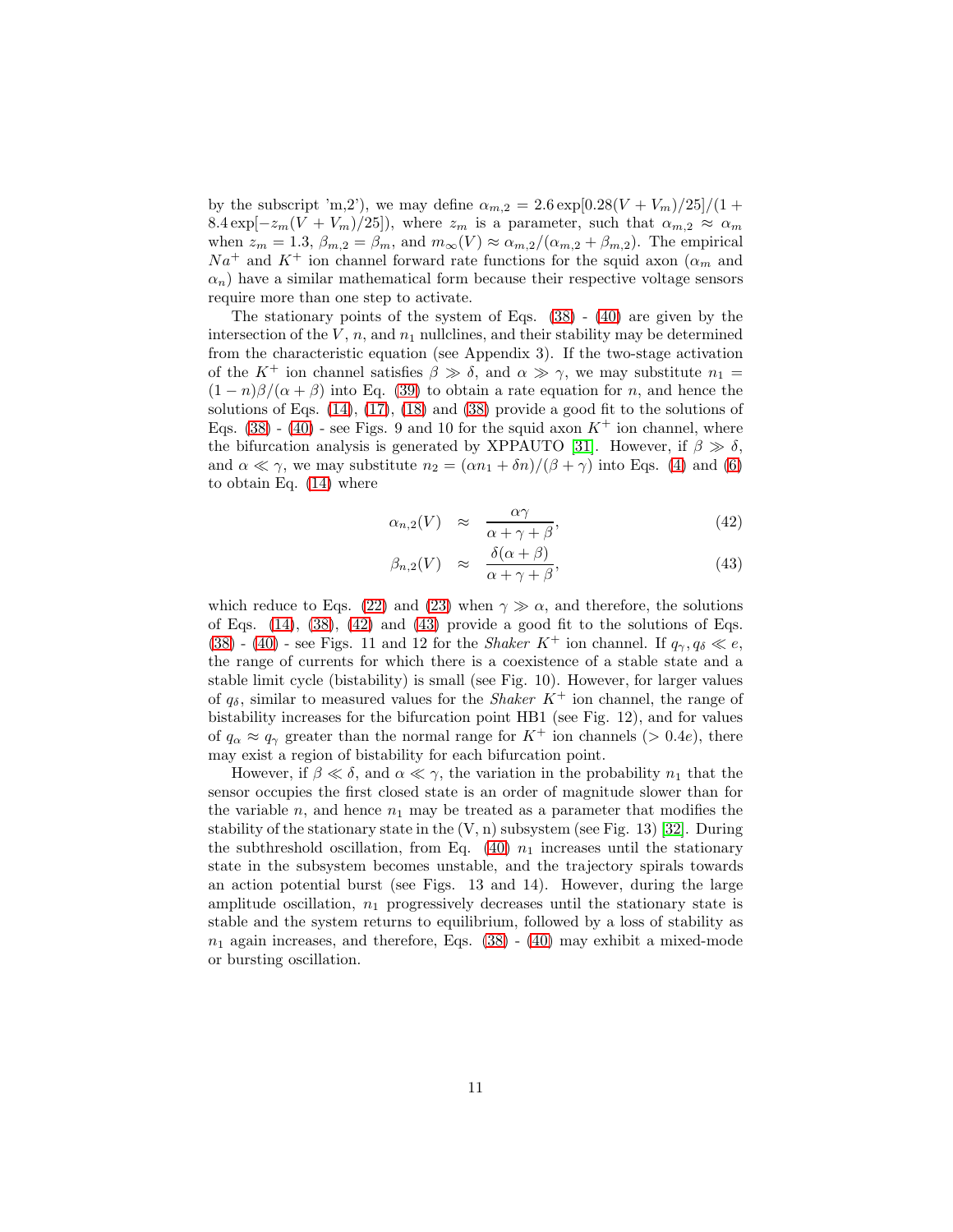by the subscript 'm,2'), we may define $\alpha_{m,2} = 2.6 \exp[0.28(V + V_m)/25]/(1 + 8.4 \exp[-z_m(V + V_m)/25])$, where $z_m$ is a parameter, such that $\alpha_{m,2} \approx \alpha_m$ when $z_m = 1.3$, $\beta_{m,2} = \beta_m$, and $m_\infty(V) \approx \alpha_{m,2}/(\alpha_{m,2} + \beta_{m,2})$. The empirical $Na^+$ and $K^+$ ion channel forward rate functions for the squid axon ($\alpha_m$ and $\alpha_n$) have a similar mathematical form because their respective voltage sensors require more than one step to activate.

The stationary points of the system of Eqs. (38) - (40) are given by the intersection of the $V$, $n$, and $n_1$ nullclines, and their stability may be determined from the characteristic equation (see Appendix 3). If the two-stage activation of the $K^+$ ion channel satisfies $\beta \gg \delta$, and $\alpha \gg \gamma$, we may substitute $n_1 = (1 - n)\beta/(\alpha + \beta)$ into Eq. (39) to obtain a rate equation for $n$, and hence the solutions of Eqs. (14), (17), (18) and (38) provide a good fit to the solutions of Eqs. (38) - (40) - see Figs. 9 and 10 for the squid axon $K^+$ ion channel, where the bifurcation analysis is generated by XPPAUTO [31]. However, if $\beta \gg \delta$, and $\alpha \ll \gamma$, we may substitute $n_2 = (\alpha n_1 + \delta n)/(\beta + \gamma)$ into Eqs. (4) and (6) to obtain Eq. (14) where

$$\alpha_{n,2}(V) \approx \frac{\alpha\gamma}{\alpha + \gamma + \beta}, \tag{42}$$

$$\beta_{n,2}(V) \approx \frac{\delta(\alpha + \beta)}{\alpha + \gamma + \beta}, \tag{43}$$

which reduce to Eqs. (22) and (23) when $\gamma \gg \alpha$, and therefore, the solutions of Eqs. (14), (38), (42) and (43) provide a good fit to the solutions of Eqs. (38) - (40) - see Figs. 11 and 12 for the *Shaker* $K^+$ ion channel. If $q_\gamma, q_\delta \ll e$, the range of currents for which there is a coexistence of a stable state and a stable limit cycle (bistability) is small (see Fig. 10). However, for larger values of $q_\delta$, similar to measured values for the *Shaker* $K^+$ ion channel, the range of bistability increases for the bifurcation point HB1 (see Fig. 12), and for values of $q_\alpha \approx q_\gamma$ greater than the normal range for $K^+$ ion channels ($> 0.4e$), there may exist a region of bistability for each bifurcation point.

However, if $\beta \ll \delta$, and $\alpha \ll \gamma$, the variation in the probability $n_1$ that the sensor occupies the first closed state is an order of magnitude slower than for the variable $n$, and hence $n_1$ may be treated as a parameter that modifies the stability of the stationary state in the (V, n) subsystem (see Fig. 13) [32]. During the subthreshold oscillation, from Eq. (40) $n_1$ increases until the stationary state in the subsystem becomes unstable, and the trajectory spirals towards an action potential burst (see Figs. 13 and 14). However, during the large amplitude oscillation, $n_1$ progressively decreases until the stationary state is stable and the system returns to equilibrium, followed by a loss of stability as $n_1$ again increases, and therefore, Eqs. (38) - (40) may exhibit a mixed-mode or bursting oscillation.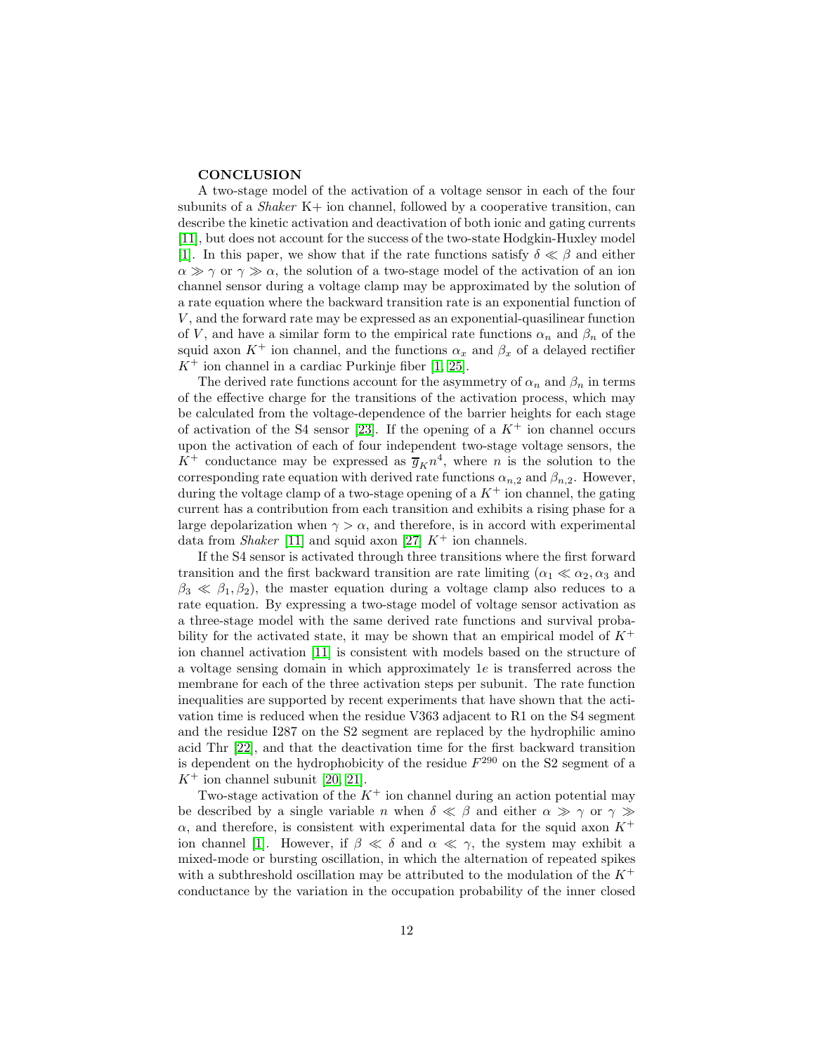## CONCLUSION

A two-stage model of the activation of a voltage sensor in each of the four subunits of a *Shaker* K+ ion channel, followed by a cooperative transition, can describe the kinetic activation and deactivation of both ionic and gating currents [11], but does not account for the success of the two-state Hodgkin-Huxley model [1]. In this paper, we show that if the rate functions satisfy $\delta \ll \beta$ and either $\alpha \gg \gamma$ or $\gamma \gg \alpha$, the solution of a two-stage model of the activation of an ion channel sensor during a voltage clamp may be approximated by the solution of a rate equation where the backward transition rate is an exponential function of $V$, and the forward rate may be expressed as an exponential-quasilinear function of $V$, and have a similar form to the empirical rate functions $\alpha_n$ and $\beta_n$ of the squid axon $K^+$ ion channel, and the functions $\alpha_x$ and $\beta_x$ of a delayed rectifier $K^+$ ion channel in a cardiac Purkinje fiber [1, 25].

The derived rate functions account for the asymmetry of $\alpha_n$ and $\beta_n$ in terms of the effective charge for the transitions of the activation process, which may be calculated from the voltage-dependence of the barrier heights for each stage of activation of the S4 sensor [23]. If the opening of a $K^+$ ion channel occurs upon the activation of each of four independent two-stage voltage sensors, the $K^+$ conductance may be expressed as $\overline{g}_K n^4$, where $n$ is the solution to the corresponding rate equation with derived rate functions $\alpha_{n,2}$ and $\beta_{n,2}$. However, during the voltage clamp of a two-stage opening of a $K^+$ ion channel, the gating current has a contribution from each transition and exhibits a rising phase for a large depolarization when $\gamma > \alpha$, and therefore, is in accord with experimental data from *Shaker* [11] and squid axon [27] $K^+$ ion channels.

If the S4 sensor is activated through three transitions where the first forward transition and the first backward transition are rate limiting ($\alpha_1 \ll \alpha_2, \alpha_3$ and $\beta_3 \ll \beta_1, \beta_2$), the master equation during a voltage clamp also reduces to a rate equation. By expressing a two-stage model of voltage sensor activation as a three-stage model with the same derived rate functions and survival probability for the activated state, it may be shown that an empirical model of $K^+$ ion channel activation [11] is consistent with models based on the structure of a voltage sensing domain in which approximately $1e$ is transferred across the membrane for each of the three activation steps per subunit. The rate function inequalities are supported by recent experiments that have shown that the activation time is reduced when the residue V363 adjacent to R1 on the S4 segment and the residue I287 on the S2 segment are replaced by the hydrophilic amino acid Thr [22], and that the deactivation time for the first backward transition is dependent on the hydrophobicity of the residue $F^{290}$ on the S2 segment of a $K^+$ ion channel subunit [20, 21].

Two-stage activation of the $K^+$ ion channel during an action potential may be described by a single variable $n$ when $\delta \ll \beta$ and either $\alpha \gg \gamma$ or $\gamma \gg \alpha$, and therefore, is consistent with experimental data for the squid axon $K^+$ ion channel [1]. However, if $\beta \ll \delta$ and $\alpha \ll \gamma$, the system may exhibit a mixed-mode or bursting oscillation, in which the alternation of repeated spikes with a subthreshold oscillation may be attributed to the modulation of the $K^+$ conductance by the variation in the occupation probability of the inner closed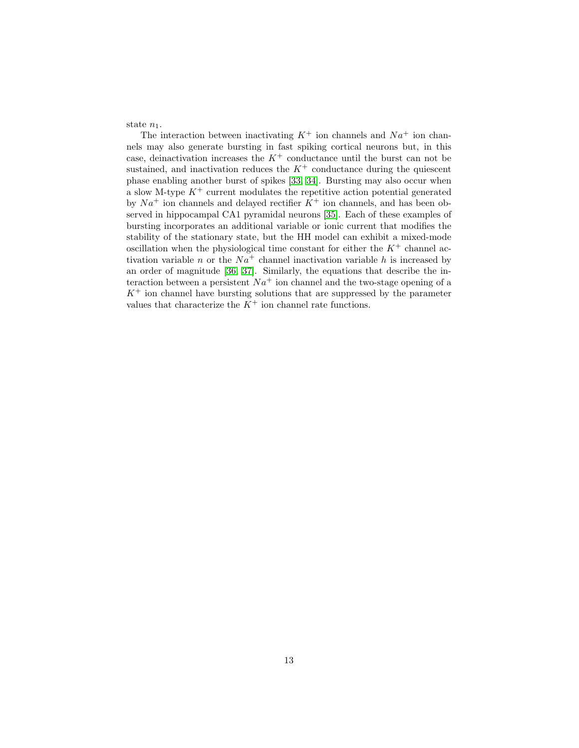state $n_1$.

The interaction between inactivating $K^+$ ion channels and $Na^+$ ion channels may also generate bursting in fast spiking cortical neurons but, in this case, deinactivation increases the $K^+$ conductance until the burst can not be sustained, and inactivation reduces the $K^+$ conductance during the quiescent phase enabling another burst of spikes [33, 34]. Bursting may also occur when a slow M-type $K^+$ current modulates the repetitive action potential generated by $Na^+$ ion channels and delayed rectifier $K^+$ ion channels, and has been observed in hippocampal CA1 pyramidal neurons [35]. Each of these examples of bursting incorporates an additional variable or ionic current that modifies the stability of the stationary state, but the HH model can exhibit a mixed-mode oscillation when the physiological time constant for either the $K^+$ channel activation variable $n$ or the $Na^+$ channel inactivation variable $h$ is increased by an order of magnitude [36, 37]. Similarly, the equations that describe the interaction between a persistent $Na^+$ ion channel and the two-stage opening of a $K^+$ ion channel have bursting solutions that are suppressed by the parameter values that characterize the $K^+$ ion channel rate functions.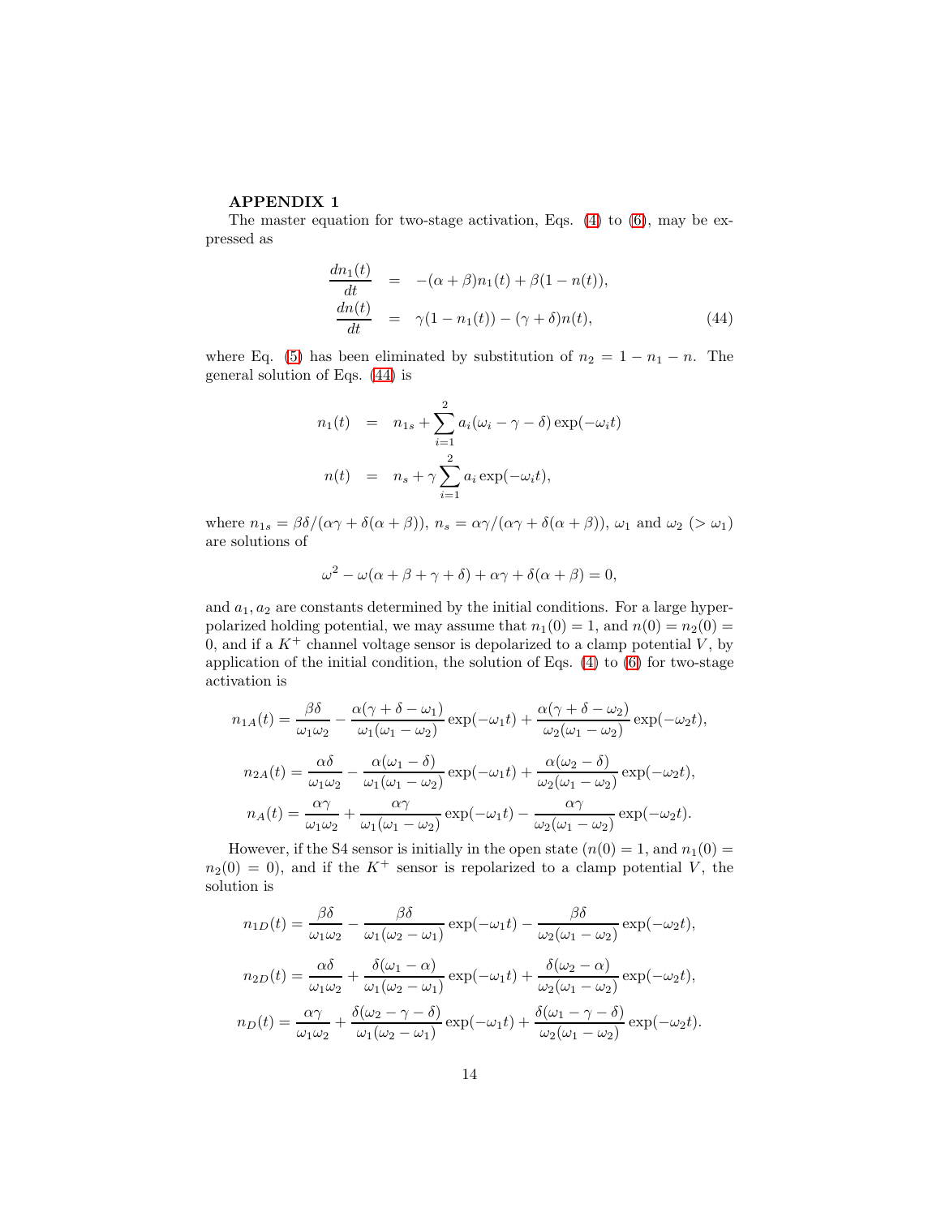## APPENDIX 1

The master equation for two-stage activation, Eqs. (4) to (6), may be expressed as

$$
\begin{aligned}
\frac{dn_1(t)}{dt} &= -(\alpha+\beta)n_1(t) + \beta(1-n(t)), \\
\frac{dn(t)}{dt} &= \gamma(1-n_1(t)) - (\gamma+\delta)n(t),
\end{aligned}
\tag{44}
$$

where Eq. (5) has been eliminated by substitution of $n_2 = 1 - n_1 - n$. The general solution of Eqs. (44) is

$$
\begin{aligned}
n_1(t) &= n_{1s} + \sum_{i=1}^{2} a_i(\omega_i - \gamma - \delta)\exp(-\omega_i t) \\
n(t) &= n_s + \gamma \sum_{i=1}^{2} a_i \exp(-\omega_i t),
\end{aligned}
$$

where $n_{1s} = \beta\delta/(\alpha\gamma + \delta(\alpha+\beta))$, $n_s = \alpha\gamma/(\alpha\gamma + \delta(\alpha+\beta))$, $\omega_1$ and $\omega_2$ ($> \omega_1$) are solutions of

$$
\omega^2 - \omega(\alpha+\beta+\gamma+\delta) + \alpha\gamma + \delta(\alpha+\beta) = 0,
$$

and $a_1, a_2$ are constants determined by the initial conditions. For a large hyperpolarized holding potential, we may assume that $n_1(0) = 1$, and $n(0) = n_2(0) = 0$, and if a $K^+$ channel voltage sensor is depolarized to a clamp potential $V$, by application of the initial condition, the solution of Eqs. (4) to (6) for two-stage activation is

$$
n_{1A}(t) = \frac{\beta\delta}{\omega_1\omega_2} - \frac{\alpha(\gamma+\delta-\omega_1)}{\omega_1(\omega_1-\omega_2)}\exp(-\omega_1 t) + \frac{\alpha(\gamma+\delta-\omega_2)}{\omega_2(\omega_1-\omega_2)}\exp(-\omega_2 t),
$$

$$
n_{2A}(t) = \frac{\alpha\delta}{\omega_1\omega_2} - \frac{\alpha(\omega_1-\delta)}{\omega_1(\omega_1-\omega_2)}\exp(-\omega_1 t) + \frac{\alpha(\omega_2-\delta)}{\omega_2(\omega_1-\omega_2)}\exp(-\omega_2 t),
$$

$$
n_A(t) = \frac{\alpha\gamma}{\omega_1\omega_2} + \frac{\alpha\gamma}{\omega_1(\omega_1-\omega_2)}\exp(-\omega_1 t) - \frac{\alpha\gamma}{\omega_2(\omega_1-\omega_2)}\exp(-\omega_2 t).
$$

However, if the S4 sensor is initially in the open state ($n(0) = 1$, and $n_1(0) = n_2(0) = 0$), and if the $K^+$ sensor is repolarized to a clamp potential $V$, the solution is

$$
n_{1D}(t) = \frac{\beta\delta}{\omega_1\omega_2} - \frac{\beta\delta}{\omega_1(\omega_2-\omega_1)}\exp(-\omega_1 t) - \frac{\beta\delta}{\omega_2(\omega_1-\omega_2)}\exp(-\omega_2 t),
$$

$$
n_{2D}(t) = \frac{\alpha\delta}{\omega_1\omega_2} + \frac{\delta(\omega_1-\alpha)}{\omega_1(\omega_2-\omega_1)}\exp(-\omega_1 t) + \frac{\delta(\omega_2-\alpha)}{\omega_2(\omega_1-\omega_2)}\exp(-\omega_2 t),
$$

$$
n_D(t) = \frac{\alpha\gamma}{\omega_1\omega_2} + \frac{\delta(\omega_2-\gamma-\delta)}{\omega_1(\omega_2-\omega_1)}\exp(-\omega_1 t) + \frac{\delta(\omega_1-\gamma-\delta)}{\omega_2(\omega_1-\omega_2)}\exp(-\omega_2 t).
$$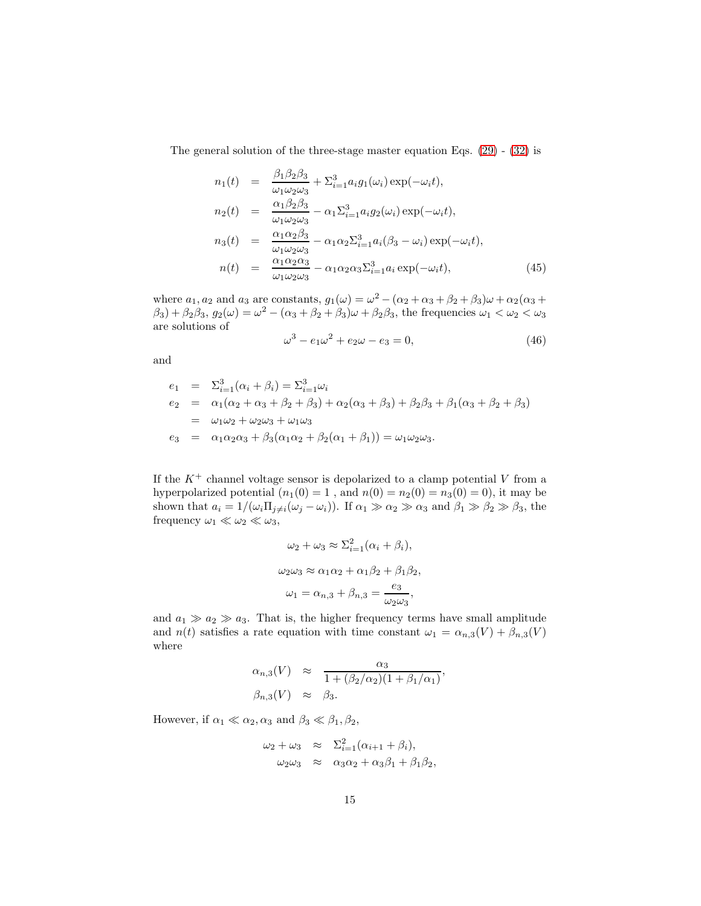The general solution of the three-stage master equation Eqs. (29) - (32) is

$$
\begin{aligned}
n_1(t) &= \frac{\beta_1\beta_2\beta_3}{\omega_1\omega_2\omega_3} + \Sigma_{i=1}^3 a_i g_1(\omega_i)\exp(-\omega_i t), \\
n_2(t) &= \frac{\alpha_1\beta_2\beta_3}{\omega_1\omega_2\omega_3} - \alpha_1\Sigma_{i=1}^3 a_i g_2(\omega_i)\exp(-\omega_i t), \\
n_3(t) &= \frac{\alpha_1\alpha_2\beta_3}{\omega_1\omega_2\omega_3} - \alpha_1\alpha_2\Sigma_{i=1}^3 a_i(\beta_3 - \omega_i)\exp(-\omega_i t), \\
n(t) &= \frac{\alpha_1\alpha_2\alpha_3}{\omega_1\omega_2\omega_3} - \alpha_1\alpha_2\alpha_3\Sigma_{i=1}^3 a_i \exp(-\omega_i t), \qquad (45)
\end{aligned}
$$

where $a_1, a_2$ and $a_3$ are constants, $g_1(\omega) = \omega^2 - (\alpha_2 + \alpha_3 + \beta_2 + \beta_3)\omega + \alpha_2(\alpha_3 + \beta_3) + \beta_2\beta_3$, $g_2(\omega) = \omega^2 - (\alpha_3 + \beta_2 + \beta_3)\omega + \beta_2\beta_3$, the frequencies $\omega_1 < \omega_2 < \omega_3$ are solutions of

$$
\omega^3 - e_1\omega^2 + e_2\omega - e_3 = 0, \qquad (46)
$$

and

$$
\begin{aligned}
e_1 &= \Sigma_{i=1}^3(\alpha_i + \beta_i) = \Sigma_{i=1}^3\omega_i \\
e_2 &= \alpha_1(\alpha_2 + \alpha_3 + \beta_2 + \beta_3) + \alpha_2(\alpha_3 + \beta_3) + \beta_2\beta_3 + \beta_1(\alpha_3 + \beta_2 + \beta_3) \\
&= \omega_1\omega_2 + \omega_2\omega_3 + \omega_1\omega_3 \\
e_3 &= \alpha_1\alpha_2\alpha_3 + \beta_3(\alpha_1\alpha_2 + \beta_2(\alpha_1 + \beta_1)) = \omega_1\omega_2\omega_3.
\end{aligned}
$$

If the $K^+$ channel voltage sensor is depolarized to a clamp potential $V$ from a hyperpolarized potential ($n_1(0) = 1$ , and $n(0) = n_2(0) = n_3(0) = 0$), it may be shown that $a_i = 1/(\omega_i\Pi_{j\neq i}(\omega_j - \omega_i))$. If $\alpha_1 \gg \alpha_2 \gg \alpha_3$ and $\beta_1 \gg \beta_2 \gg \beta_3$, the frequency $\omega_1 \ll \omega_2 \ll \omega_3$,

$$
\omega_2 + \omega_3 \approx \Sigma_{i=1}^2(\alpha_i + \beta_i),
$$

$$
\omega_2\omega_3 \approx \alpha_1\alpha_2 + \alpha_1\beta_2 + \beta_1\beta_2,
$$

$$
\omega_1 = \alpha_{n,3} + \beta_{n,3} = \frac{e_3}{\omega_2\omega_3},
$$

and $a_1 \gg a_2 \gg a_3$. That is, the higher frequency terms have small amplitude and $n(t)$ satisfies a rate equation with time constant $\omega_1 = \alpha_{n,3}(V) + \beta_{n,3}(V)$ where

$$
\begin{aligned}
\alpha_{n,3}(V) &\approx \frac{\alpha_3}{1 + (\beta_2/\alpha_2)(1 + \beta_1/\alpha_1)}, \\
\beta_{n,3}(V) &\approx \beta_3.
\end{aligned}
$$

However, if $\alpha_1 \ll \alpha_2, \alpha_3$ and $\beta_3 \ll \beta_1, \beta_2$,

$$
\begin{aligned}
\omega_2 + \omega_3 &\approx \Sigma_{i=1}^2(\alpha_{i+1} + \beta_i), \\
\omega_2\omega_3 &\approx \alpha_3\alpha_2 + \alpha_3\beta_1 + \beta_1\beta_2,
\end{aligned}
$$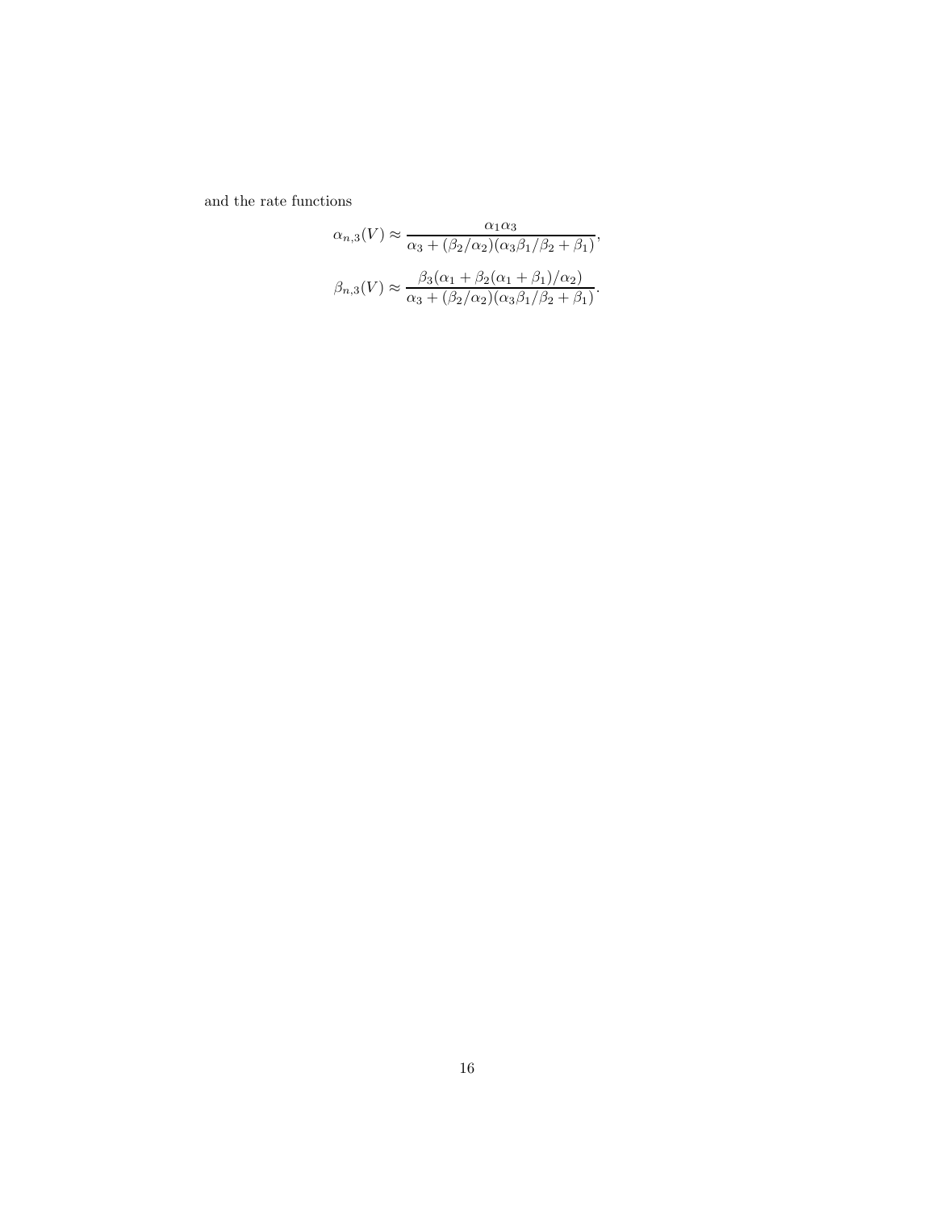and the rate functions

$$\alpha_{n,3}(V) \approx \frac{\alpha_1 \alpha_3}{\alpha_3 + (\beta_2/\alpha_2)(\alpha_3 \beta_1/\beta_2 + \beta_1)},$$

$$\beta_{n,3}(V) \approx \frac{\beta_3(\alpha_1 + \beta_2(\alpha_1 + \beta_1)/\alpha_2)}{\alpha_3 + (\beta_2/\alpha_2)(\alpha_3 \beta_1/\beta_2 + \beta_1)}.$$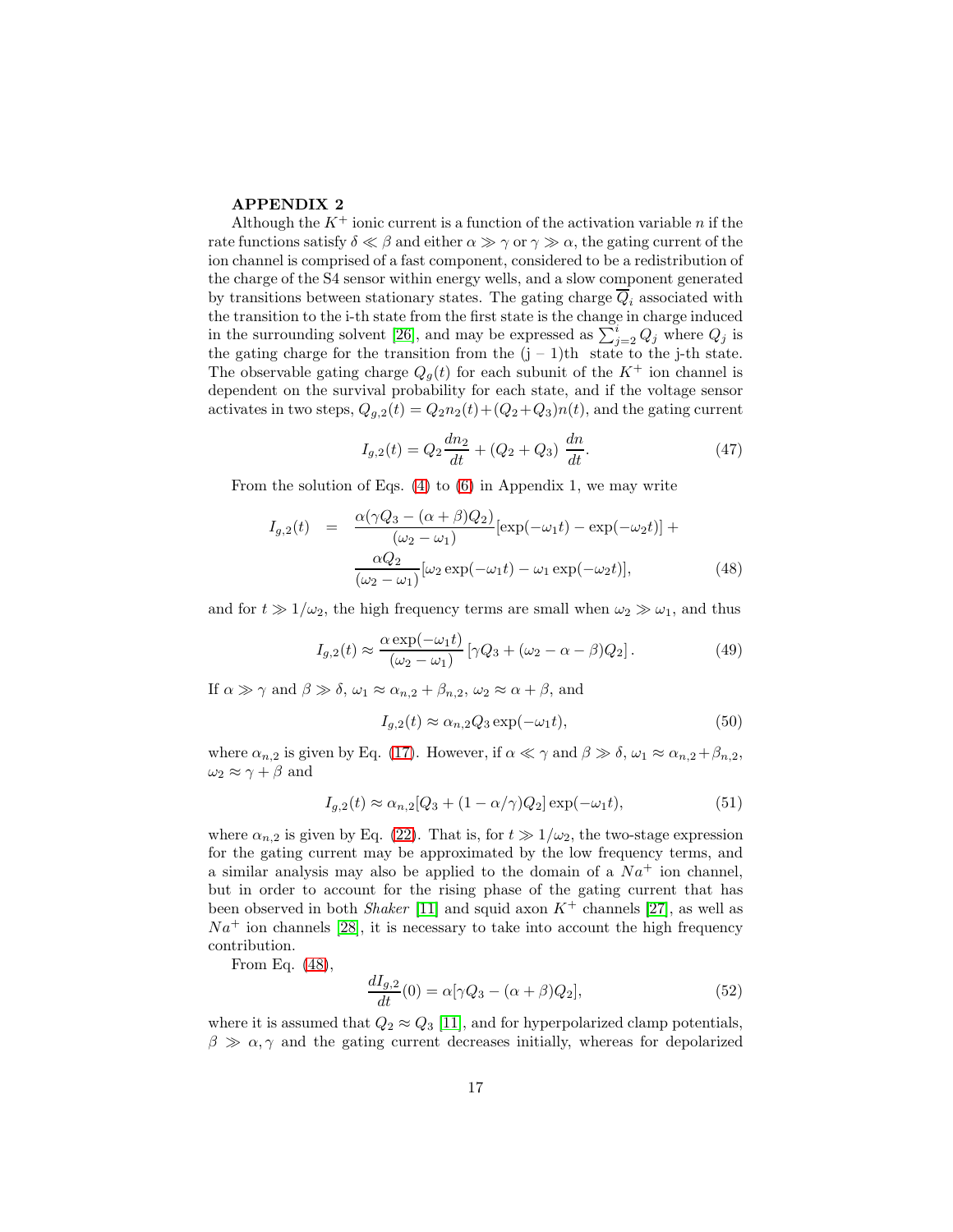## APPENDIX 2

Although the $K^+$ ionic current is a function of the activation variable $n$ if the rate functions satisfy $\delta \ll \beta$ and either $\alpha \gg \gamma$ or $\gamma \gg \alpha$, the gating current of the ion channel is comprised of a fast component, considered to be a redistribution of the charge of the S4 sensor within energy wells, and a slow component generated by transitions between stationary states. The gating charge $\overline{Q}_i$ associated with the transition to the i-th state from the first state is the change in charge induced in the surrounding solvent [26], and may be expressed as $\sum_{j=2}^{i} Q_j$ where $Q_j$ is the gating charge for the transition from the (j – 1)th state to the j-th state. The observable gating charge $Q_g(t)$ for each subunit of the $K^+$ ion channel is dependent on the survival probability for each state, and if the voltage sensor activates in two steps, $Q_{g,2}(t) = Q_2 n_2(t) + (Q_2 + Q_3) n(t)$, and the gating current

$$I_{g,2}(t) = Q_2 \frac{dn_2}{dt} + (Q_2 + Q_3)\ \frac{dn}{dt}. \tag{47}$$

From the solution of Eqs. (4) to (6) in Appendix 1, we may write

$$\begin{aligned} I_{g,2}(t) \quad &= \quad \frac{\alpha(\gamma Q_3 - (\alpha+\beta)Q_2)}{(\omega_2 - \omega_1)}[\exp(-\omega_1 t) - \exp(-\omega_2 t)] + \\ &\quad \frac{\alpha Q_2}{(\omega_2 - \omega_1)}[\omega_2 \exp(-\omega_1 t) - \omega_1 \exp(-\omega_2 t)], \end{aligned} \tag{48}$$

and for $t \gg 1/\omega_2$, the high frequency terms are small when $\omega_2 \gg \omega_1$, and thus

$$I_{g,2}(t) \approx \frac{\alpha \exp(-\omega_1 t)}{(\omega_2 - \omega_1)}\left[\gamma Q_3 + (\omega_2 - \alpha - \beta) Q_2\right]. \tag{49}$$

If $\alpha \gg \gamma$ and $\beta \gg \delta$, $\omega_1 \approx \alpha_{n,2} + \beta_{n,2}$, $\omega_2 \approx \alpha + \beta$, and

$$I_{g,2}(t) \approx \alpha_{n,2} Q_3 \exp(-\omega_1 t), \tag{50}$$

where $\alpha_{n,2}$ is given by Eq. (17). However, if $\alpha \ll \gamma$ and $\beta \gg \delta$, $\omega_1 \approx \alpha_{n,2} + \beta_{n,2}$, $\omega_2 \approx \gamma + \beta$ and

$$I_{g,2}(t) \approx \alpha_{n,2}[Q_3 + (1 - \alpha/\gamma) Q_2] \exp(-\omega_1 t), \tag{51}$$

where $\alpha_{n,2}$ is given by Eq. (22). That is, for $t \gg 1/\omega_2$, the two-stage expression for the gating current may be approximated by the low frequency terms, and a similar analysis may also be applied to the domain of a $Na^+$ ion channel, but in order to account for the rising phase of the gating current that has been observed in both *Shaker* [11] and squid axon $K^+$ channels [27], as well as $Na^+$ ion channels [28], it is necessary to take into account the high frequency contribution.

From Eq. (48),

$$\frac{dI_{g,2}}{dt}(0) = \alpha[\gamma Q_3 - (\alpha + \beta) Q_2], \tag{52}$$

where it is assumed that $Q_2 \approx Q_3$ [11], and for hyperpolarized clamp potentials, $\beta \gg \alpha, \gamma$ and the gating current decreases initially, whereas for depolarized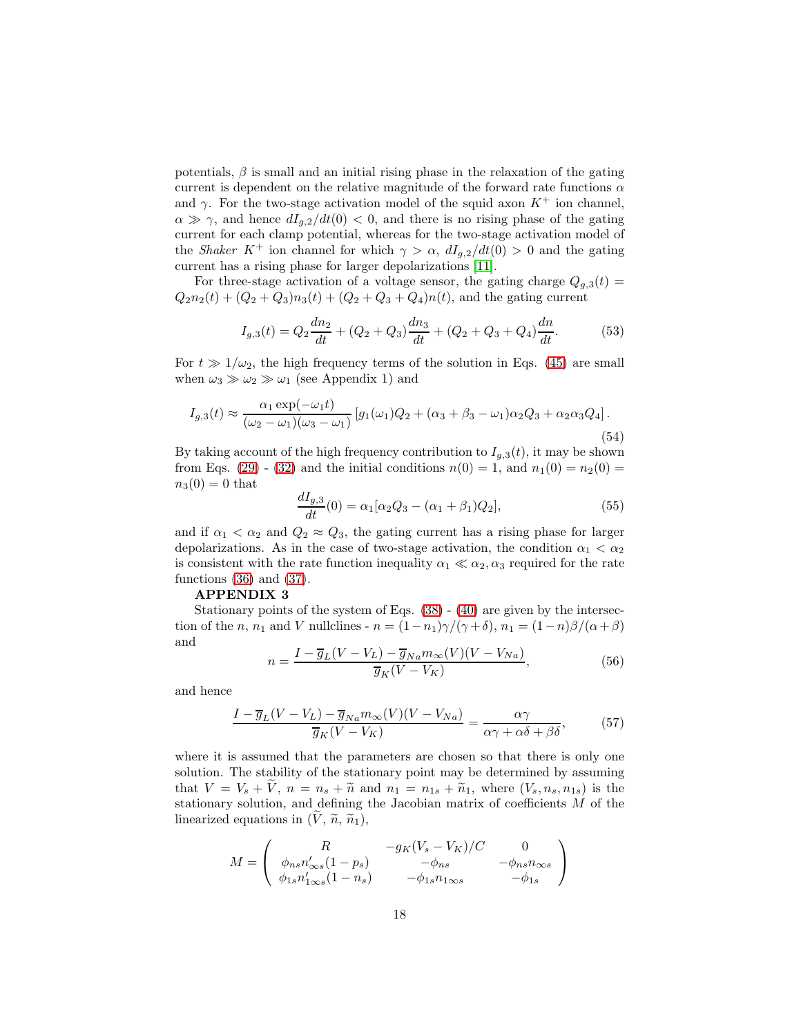potentials, $\beta$ is small and an initial rising phase in the relaxation of the gating current is dependent on the relative magnitude of the forward rate functions $\alpha$ and $\gamma$. For the two-stage activation model of the squid axon $K^+$ ion channel, $\alpha \gg \gamma$, and hence $dI_{g,2}/dt(0) < 0$, and there is no rising phase of the gating current for each clamp potential, whereas for the two-stage activation model of the *Shaker* $K^+$ ion channel for which $\gamma > \alpha$, $dI_{g,2}/dt(0) > 0$ and the gating current has a rising phase for larger depolarizations [11].

For three-stage activation of a voltage sensor, the gating charge $Q_{g,3}(t) = Q_2 n_2(t) + (Q_2 + Q_3)n_3(t) + (Q_2 + Q_3 + Q_4)n(t)$, and the gating current

$$I_{g,3}(t) = Q_2 \frac{dn_2}{dt} + (Q_2 + Q_3)\frac{dn_3}{dt} + (Q_2 + Q_3 + Q_4)\frac{dn}{dt}. \tag{53}$$

For $t \gg 1/\omega_2$, the high frequency terms of the solution in Eqs. (45) are small when $\omega_3 \gg \omega_2 \gg \omega_1$ (see Appendix 1) and

$$I_{g,3}(t) \approx \frac{\alpha_1 \exp(-\omega_1 t)}{(\omega_2 - \omega_1)(\omega_3 - \omega_1)} \left[ g_1(\omega_1)Q_2 + (\alpha_3 + \beta_3 - \omega_1)\alpha_2 Q_3 + \alpha_2 \alpha_3 Q_4 \right]. \tag{54}$$

By taking account of the high frequency contribution to $I_{g,3}(t)$, it may be shown from Eqs. (29) - (32) and the initial conditions $n(0) = 1$, and $n_1(0) = n_2(0) = n_3(0) = 0$ that

$$\frac{dI_{g,3}}{dt}(0) = \alpha_1[\alpha_2 Q_3 - (\alpha_1 + \beta_1)Q_2], \tag{55}$$

and if $\alpha_1 < \alpha_2$ and $Q_2 \approx Q_3$, the gating current has a rising phase for larger depolarizations. As in the case of two-stage activation, the condition $\alpha_1 < \alpha_2$ is consistent with the rate function inequality $\alpha_1 \ll \alpha_2, \alpha_3$ required for the rate functions (36) and (37).

**APPENDIX 3**

Stationary points of the system of Eqs. (38) - (40) are given by the intersection of the $n$, $n_1$ and $V$ nullclines - $n = (1 - n_1)\gamma/(\gamma + \delta)$, $n_1 = (1 - n)\beta/(\alpha + \beta)$ and

$$n = \frac{I - \overline{g}_L(V - V_L) - \overline{g}_{Na} m_\infty(V)(V - V_{Na})}{\overline{g}_K(V - V_K)}, \tag{56}$$

and hence

$$\frac{I - \overline{g}_L(V - V_L) - \overline{g}_{Na} m_\infty(V)(V - V_{Na})}{\overline{g}_K(V - V_K)} = \frac{\alpha\gamma}{\alpha\gamma + \alpha\delta + \beta\delta}, \tag{57}$$

where it is assumed that the parameters are chosen so that there is only one solution. The stability of the stationary point may be determined by assuming that $V = V_s + \widetilde{V}$, $n = n_s + \widetilde{n}$ and $n_1 = n_{1s} + \widetilde{n}_1$, where $(V_s, n_s, n_{1s})$ is the stationary solution, and defining the Jacobian matrix of coefficients $M$ of the linearized equations in $(\widetilde{V}, \widetilde{n}, \widetilde{n}_1)$,

$$M = \begin{pmatrix} R & -g_K(V_s - V_K)/C & 0 \\ \phi_{ns} n'_{\infty s}(1 - p_s) & -\phi_{ns} & -\phi_{ns} n_{\infty s} \\ \phi_{1s} n'_{1\infty s}(1 - n_s) & -\phi_{1s} n_{1\infty s} & -\phi_{1s} \end{pmatrix}$$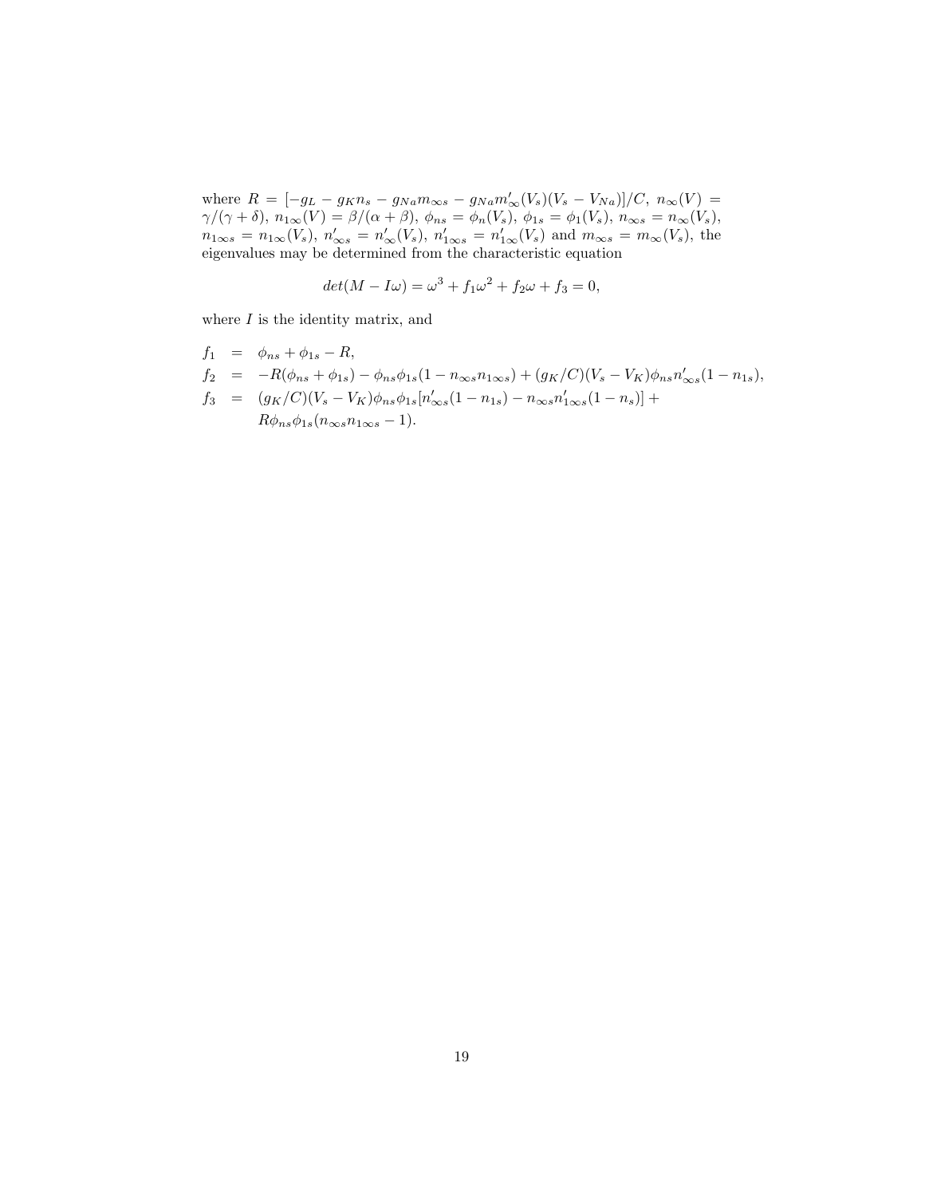where $R = [-g_L - g_K n_s - g_{Na} m_{\infty s} - g_{Na} m'_{\infty}(V_s)(V_s - V_{Na})]/C$, $n_{\infty}(V) = \gamma/(\gamma + \delta)$, $n_{1\infty}(V) = \beta/(\alpha + \beta)$, $\phi_{ns} = \phi_n(V_s)$, $\phi_{1s} = \phi_1(V_s)$, $n_{\infty s} = n_{\infty}(V_s)$, $n_{1\infty s} = n_{1\infty}(V_s)$, $n'_{\infty s} = n'_{\infty}(V_s)$, $n'_{1\infty s} = n'_{1\infty}(V_s)$ and $m_{\infty s} = m_{\infty}(V_s)$, the eigenvalues may be determined from the characteristic equation

$$det(M - I\omega) = \omega^3 + f_1\omega^2 + f_2\omega + f_3 = 0,$$

where $I$ is the identity matrix, and

$$
\begin{aligned}
f_1 &= \phi_{ns} + \phi_{1s} - R, \\
f_2 &= -R(\phi_{ns} + \phi_{1s}) - \phi_{ns}\phi_{1s}(1 - n_{\infty s} n_{1\infty s}) + (g_K/C)(V_s - V_K)\phi_{ns} n'_{\infty s}(1 - n_{1s}), \\
f_3 &= (g_K/C)(V_s - V_K)\phi_{ns}\phi_{1s}[n'_{\infty s}(1 - n_{1s}) - n_{\infty s} n'_{1\infty s}(1 - n_s)] + \\
&\quad R\phi_{ns}\phi_{1s}(n_{\infty s} n_{1\infty s} - 1).
\end{aligned}
$$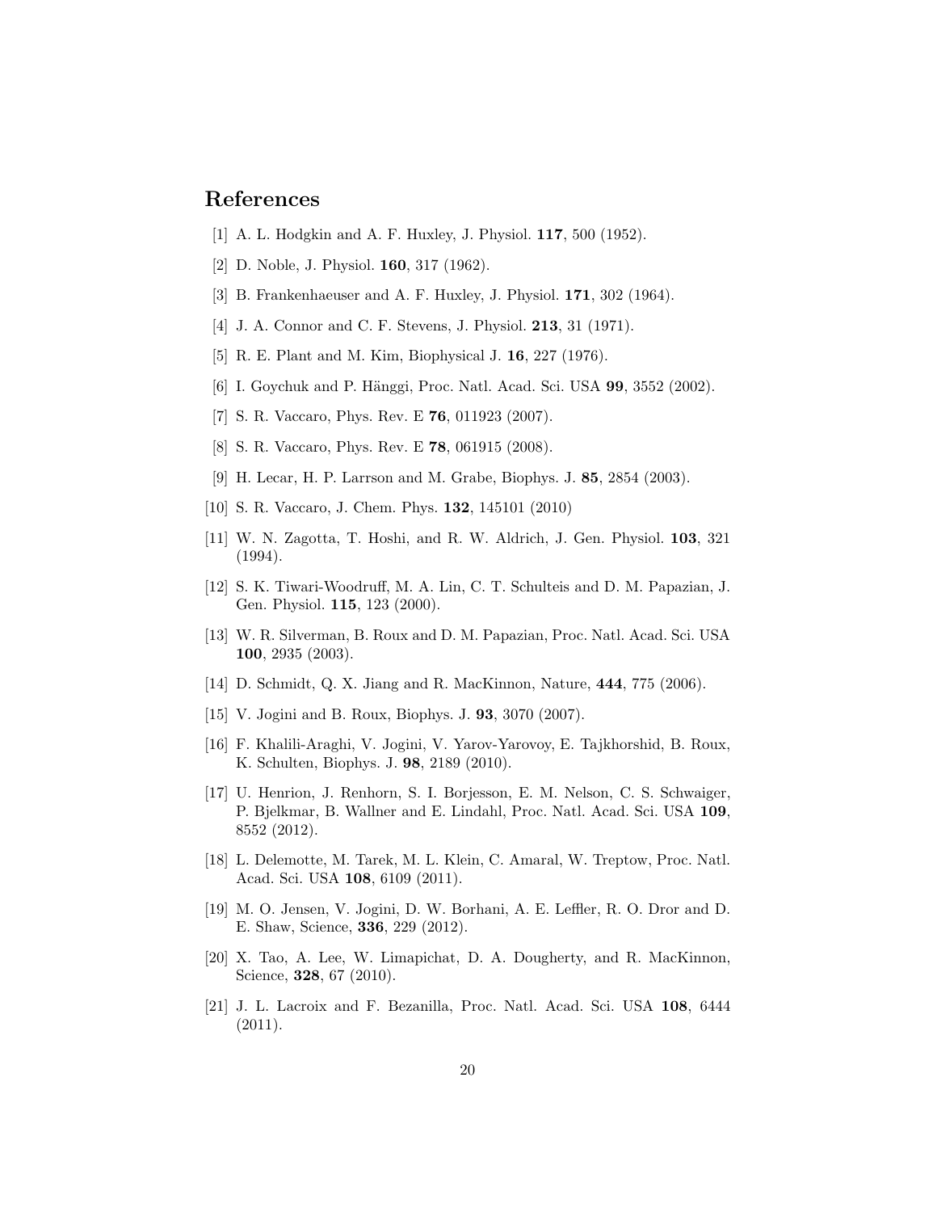## References

[1] A. L. Hodgkin and A. F. Huxley, J. Physiol. **117**, 500 (1952).

[2] D. Noble, J. Physiol. **160**, 317 (1962).

[3] B. Frankenhaeuser and A. F. Huxley, J. Physiol. **171**, 302 (1964).

[4] J. A. Connor and C. F. Stevens, J. Physiol. **213**, 31 (1971).

[5] R. E. Plant and M. Kim, Biophysical J. **16**, 227 (1976).

[6] I. Goychuk and P. Hänggi, Proc. Natl. Acad. Sci. USA **99**, 3552 (2002).

[7] S. R. Vaccaro, Phys. Rev. E **76**, 011923 (2007).

[8] S. R. Vaccaro, Phys. Rev. E **78**, 061915 (2008).

[9] H. Lecar, H. P. Larrson and M. Grabe, Biophys. J. **85**, 2854 (2003).

[10] S. R. Vaccaro, J. Chem. Phys. **132**, 145101 (2010)

[11] W. N. Zagotta, T. Hoshi, and R. W. Aldrich, J. Gen. Physiol. **103**, 321 (1994).

[12] S. K. Tiwari-Woodruff, M. A. Lin, C. T. Schulteis and D. M. Papazian, J. Gen. Physiol. **115**, 123 (2000).

[13] W. R. Silverman, B. Roux and D. M. Papazian, Proc. Natl. Acad. Sci. USA **100**, 2935 (2003).

[14] D. Schmidt, Q. X. Jiang and R. MacKinnon, Nature, **444**, 775 (2006).

[15] V. Jogini and B. Roux, Biophys. J. **93**, 3070 (2007).

[16] F. Khalili-Araghi, V. Jogini, V. Yarov-Yarovoy, E. Tajkhorshid, B. Roux, K. Schulten, Biophys. J. **98**, 2189 (2010).

[17] U. Henrion, J. Renhorn, S. I. Borjesson, E. M. Nelson, C. S. Schwaiger, P. Bjelkmar, B. Wallner and E. Lindahl, Proc. Natl. Acad. Sci. USA **109**, 8552 (2012).

[18] L. Delemotte, M. Tarek, M. L. Klein, C. Amaral, W. Treptow, Proc. Natl. Acad. Sci. USA **108**, 6109 (2011).

[19] M. O. Jensen, V. Jogini, D. W. Borhani, A. E. Leffler, R. O. Dror and D. E. Shaw, Science, **336**, 229 (2012).

[20] X. Tao, A. Lee, W. Limapichat, D. A. Dougherty, and R. MacKinnon, Science, **328**, 67 (2010).

[21] J. L. Lacroix and F. Bezanilla, Proc. Natl. Acad. Sci. USA **108**, 6444 (2011).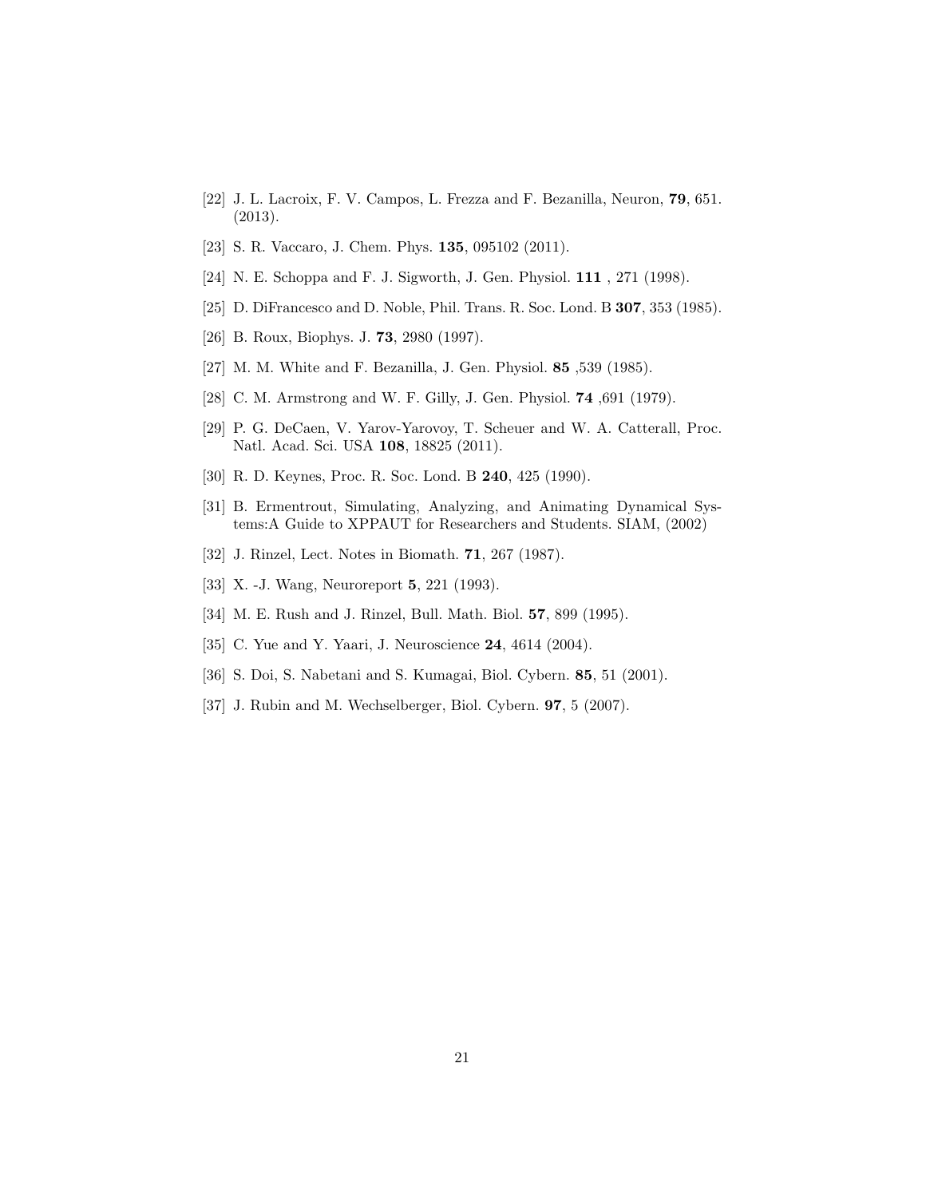[22] J. L. Lacroix, F. V. Campos, L. Frezza and F. Bezanilla, Neuron, **79**, 651. (2013).

[23] S. R. Vaccaro, J. Chem. Phys. **135**, 095102 (2011).

[24] N. E. Schoppa and F. J. Sigworth, J. Gen. Physiol. **111** , 271 (1998).

[25] D. DiFrancesco and D. Noble, Phil. Trans. R. Soc. Lond. B **307**, 353 (1985).

[26] B. Roux, Biophys. J. **73**, 2980 (1997).

[27] M. M. White and F. Bezanilla, J. Gen. Physiol. **85** ,539 (1985).

[28] C. M. Armstrong and W. F. Gilly, J. Gen. Physiol. **74** ,691 (1979).

[29] P. G. DeCaen, V. Yarov-Yarovoy, T. Scheuer and W. A. Catterall, Proc. Natl. Acad. Sci. USA **108**, 18825 (2011).

[30] R. D. Keynes, Proc. R. Soc. Lond. B **240**, 425 (1990).

[31] B. Ermentrout, Simulating, Analyzing, and Animating Dynamical Systems:A Guide to XPPAUT for Researchers and Students. SIAM, (2002)

[32] J. Rinzel, Lect. Notes in Biomath. **71**, 267 (1987).

[33] X. -J. Wang, Neuroreport **5**, 221 (1993).

[34] M. E. Rush and J. Rinzel, Bull. Math. Biol. **57**, 899 (1995).

[35] C. Yue and Y. Yaari, J. Neuroscience **24**, 4614 (2004).

[36] S. Doi, S. Nabetani and S. Kumagai, Biol. Cybern. **85**, 51 (2001).

[37] J. Rubin and M. Wechselberger, Biol. Cybern. **97**, 5 (2007).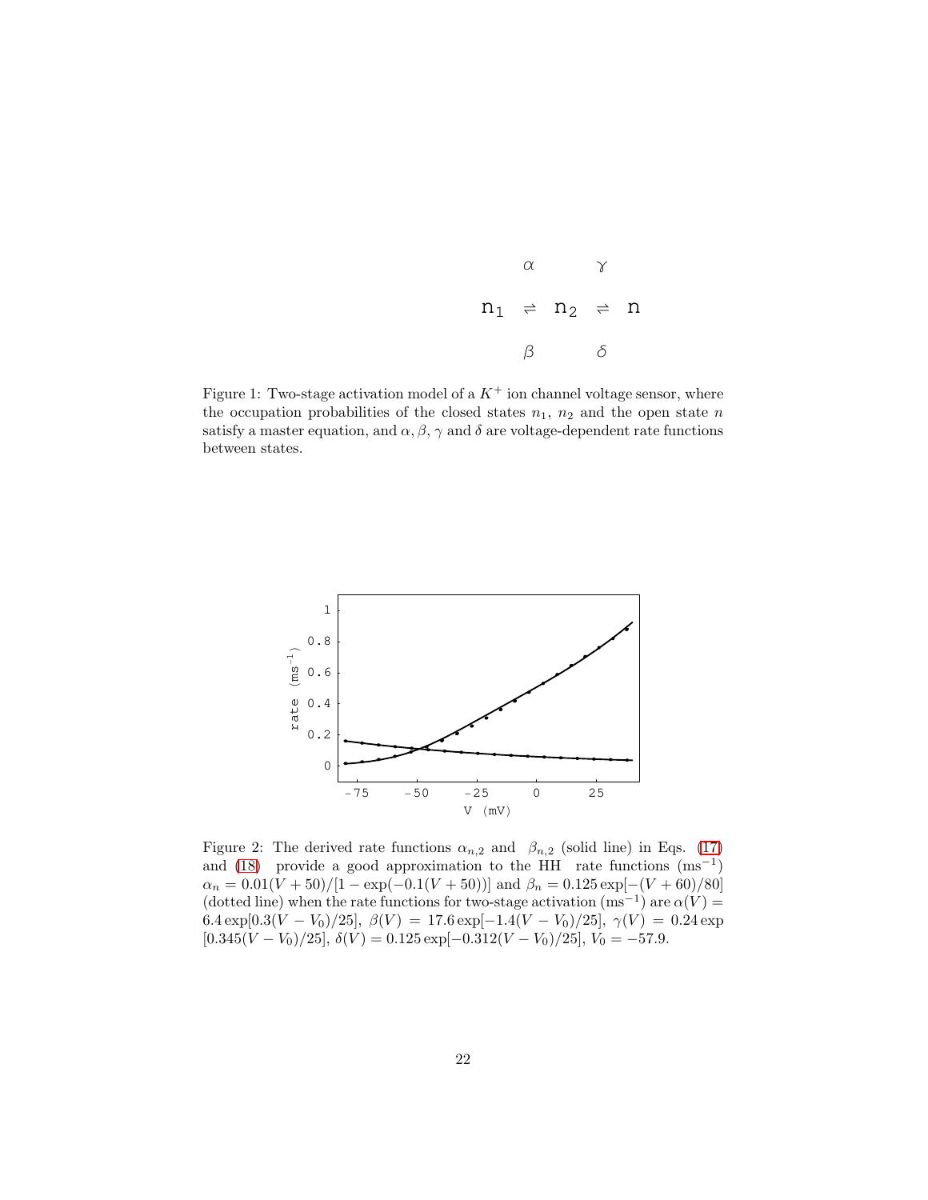$$n_1 \underset{\beta}{\overset{\alpha}{\rightleftharpoons}} n_2 \underset{\delta}{\overset{\gamma}{\rightleftharpoons}} n$$

Figure 1: Two-stage activation model of a $K^+$ ion channel voltage sensor, where the occupation probabilities of the closed states $n_1$, $n_2$ and the open state $n$ satisfy a master equation, and $\alpha, \beta, \gamma$ and $\delta$ are voltage-dependent rate functions between states.

Figure 2: The derived rate functions $\alpha_{n,2}$ and $\beta_{n,2}$ (solid line) in Eqs. (17) and (18) provide a good approximation to the HH rate functions ($\mathrm{ms}^{-1}$) $\alpha_n = 0.01(V+50)/[1-\exp(-0.1(V+50))]$ and $\beta_n = 0.125\exp[-(V+60)/80]$ (dotted line) when the rate functions for two-stage activation ($\mathrm{ms}^{-1}$) are $\alpha(V) = 6.4\exp[0.3(V-V_0)/25]$, $\beta(V) = 17.6\exp[-1.4(V-V_0)/25]$, $\gamma(V) = 0.24\exp[0.345(V-V_0)/25]$, $\delta(V) = 0.125\exp[-0.312(V-V_0)/25]$, $V_0 = -57.9$.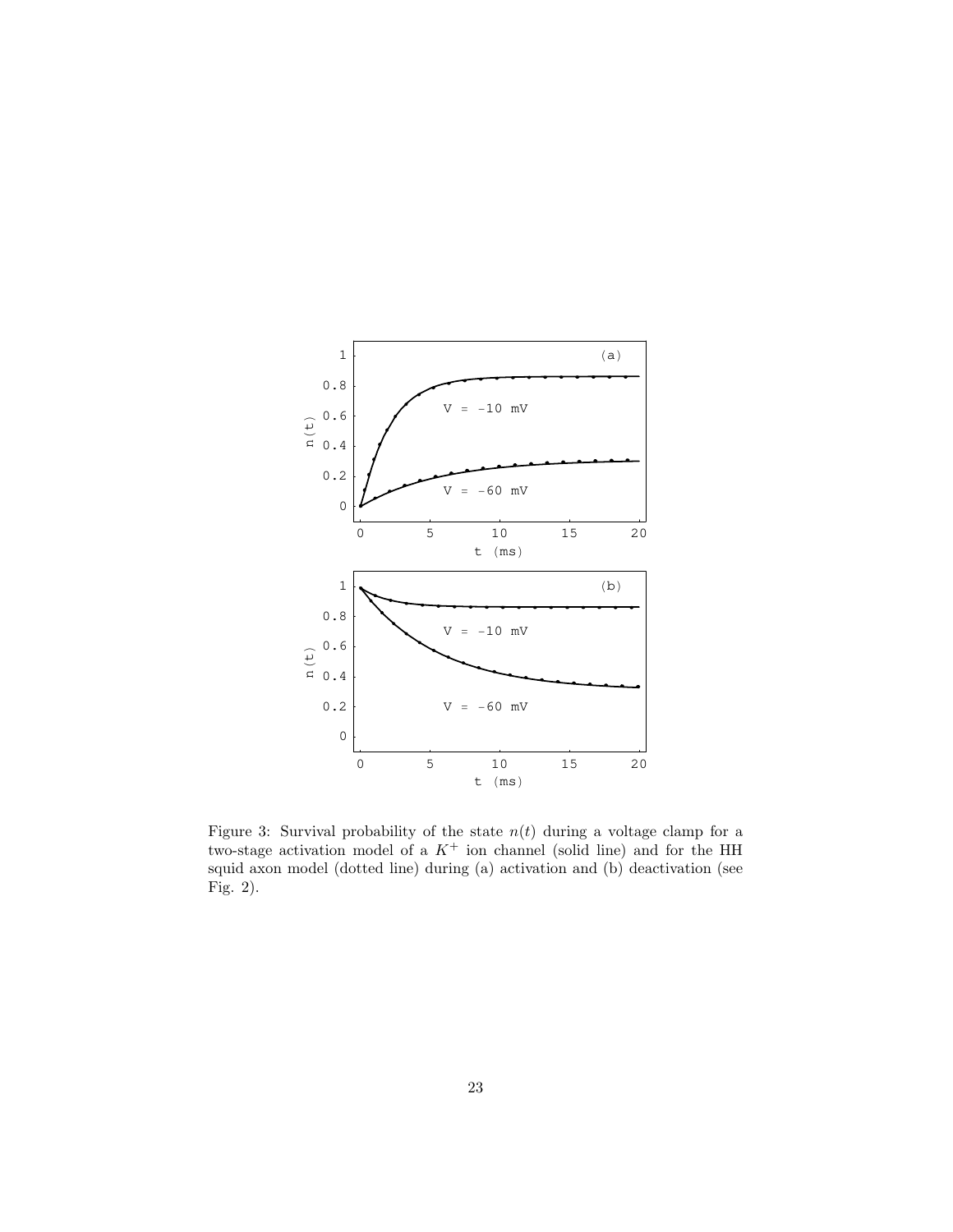Figure 3: Survival probability of the state $n(t)$ during a voltage clamp for a two-stage activation model of a $K^+$ ion channel (solid line) and for the HH squid axon model (dotted line) during (a) activation and (b) deactivation (see Fig. 2).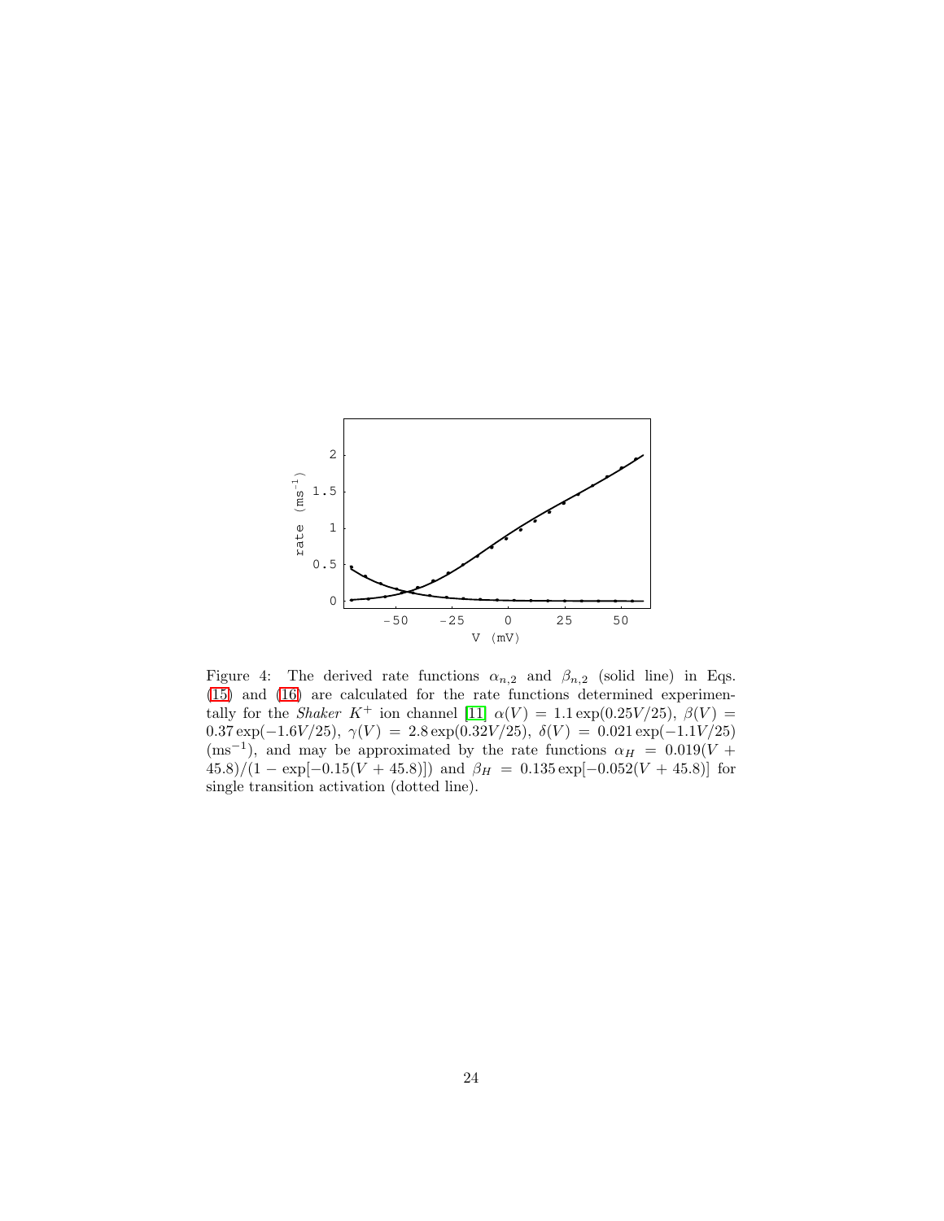Figure 4: The derived rate functions $\alpha_{n,2}$ and $\beta_{n,2}$ (solid line) in Eqs. (15) and (16) are calculated for the rate functions determined experimentally for the *Shaker* $K^+$ ion channel [11] $\alpha(V) = 1.1\exp(0.25V/25)$, $\beta(V) = 0.37\exp(-1.6V/25)$, $\gamma(V) = 2.8\exp(0.32V/25)$, $\delta(V) = 0.021\exp(-1.1V/25)$ ($\text{ms}^{-1}$), and may be approximated by the rate functions $\alpha_H = 0.019(V + 45.8)/(1 - \exp[-0.15(V + 45.8)])$ and $\beta_H = 0.135\exp[-0.052(V + 45.8)]$ for single transition activation (dotted line).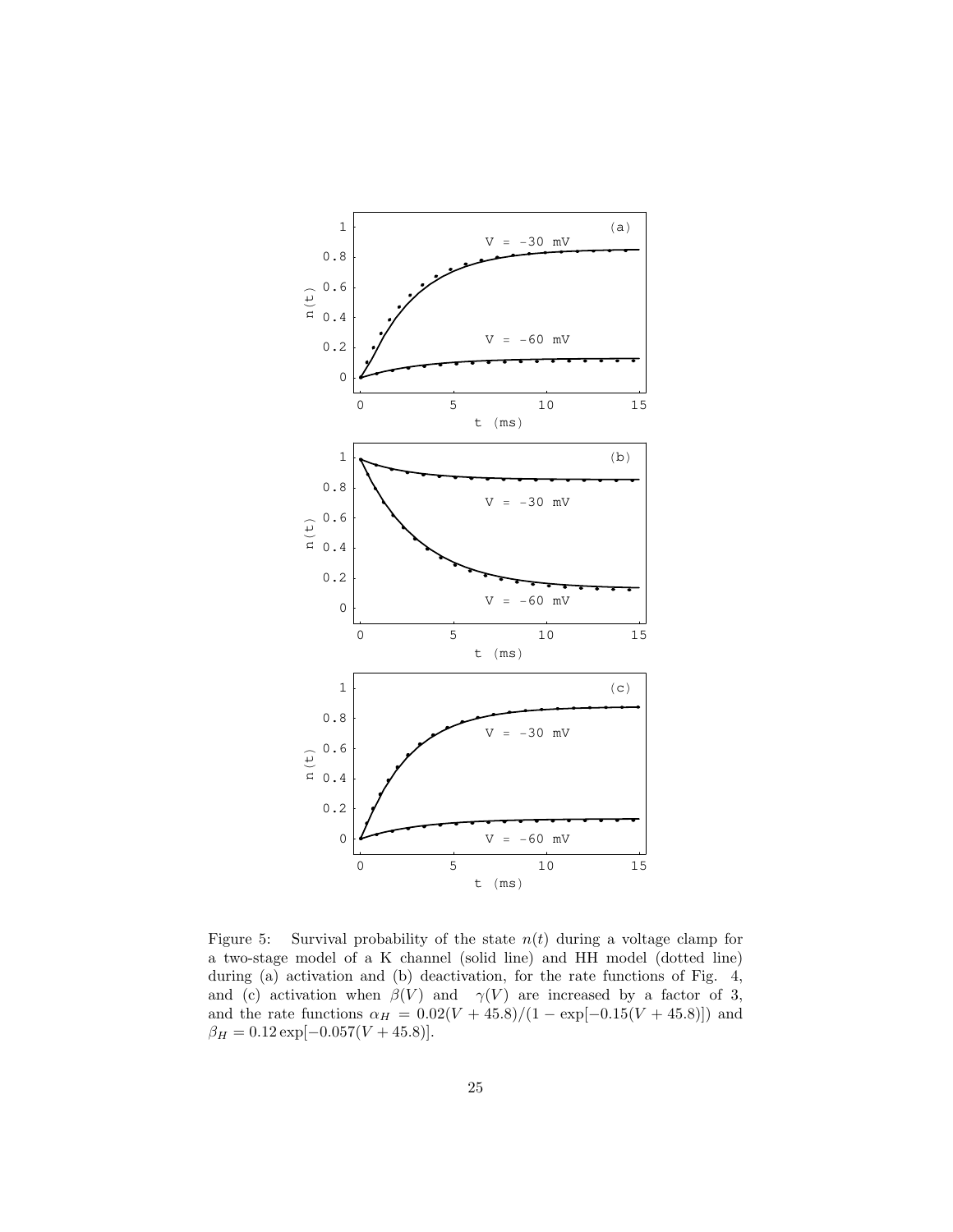Figure 5: Survival probability of the state $n(t)$ during a voltage clamp for a two-stage model of a K channel (solid line) and HH model (dotted line) during (a) activation and (b) deactivation, for the rate functions of Fig. 4, and (c) activation when $\beta(V)$ and $\gamma(V)$ are increased by a factor of 3, and the rate functions $\alpha_H = 0.02(V + 45.8)/(1 - \exp[-0.15(V + 45.8)])$ and $\beta_H = 0.12 \exp[-0.057(V + 45.8)]$.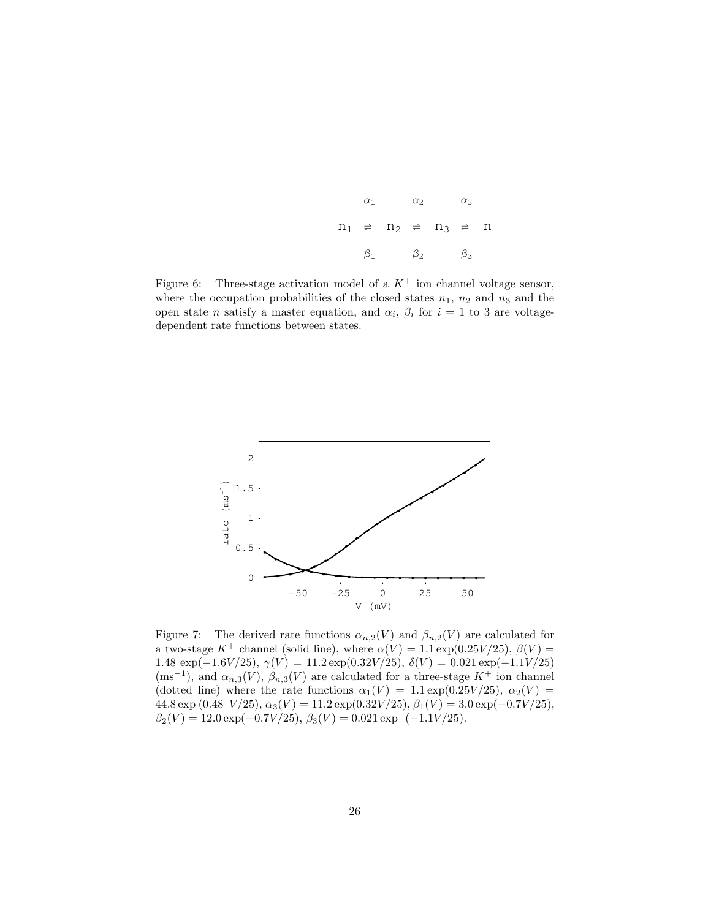$$n_1 \underset{\beta_1}{\overset{\alpha_1}{\rightleftharpoons}} n_2 \underset{\beta_2}{\overset{\alpha_2}{\rightleftharpoons}} n_3 \underset{\beta_3}{\overset{\alpha_3}{\rightleftharpoons}} n$$

Figure 6: Three-stage activation model of a $K^+$ ion channel voltage sensor, where the occupation probabilities of the closed states $n_1$, $n_2$ and $n_3$ and the open state $n$ satisfy a master equation, and $\alpha_i$, $\beta_i$ for $i = 1$ to 3 are voltage-dependent rate functions between states.

Figure 7: The derived rate functions $\alpha_{n,2}(V)$ and $\beta_{n,2}(V)$ are calculated for a two-stage $K^+$ channel (solid line), where $\alpha(V) = 1.1\exp(0.25V/25)$, $\beta(V) = 1.48\ \exp(-1.6V/25)$, $\gamma(V) = 11.2\exp(0.32V/25)$, $\delta(V) = 0.021\exp(-1.1V/25)$ ($\text{ms}^{-1}$), and $\alpha_{n,3}(V)$, $\beta_{n,3}(V)$ are calculated for a three-stage $K^+$ ion channel (dotted line) where the rate functions $\alpha_1(V) = 1.1\exp(0.25V/25)$, $\alpha_2(V) = 44.8\exp(0.48\ V/25)$, $\alpha_3(V) = 11.2\exp(0.32V/25)$, $\beta_1(V) = 3.0\exp(-0.7V/25)$, $\beta_2(V) = 12.0\exp(-0.7V/25)$, $\beta_3(V) = 0.021\exp\ (-1.1V/25)$.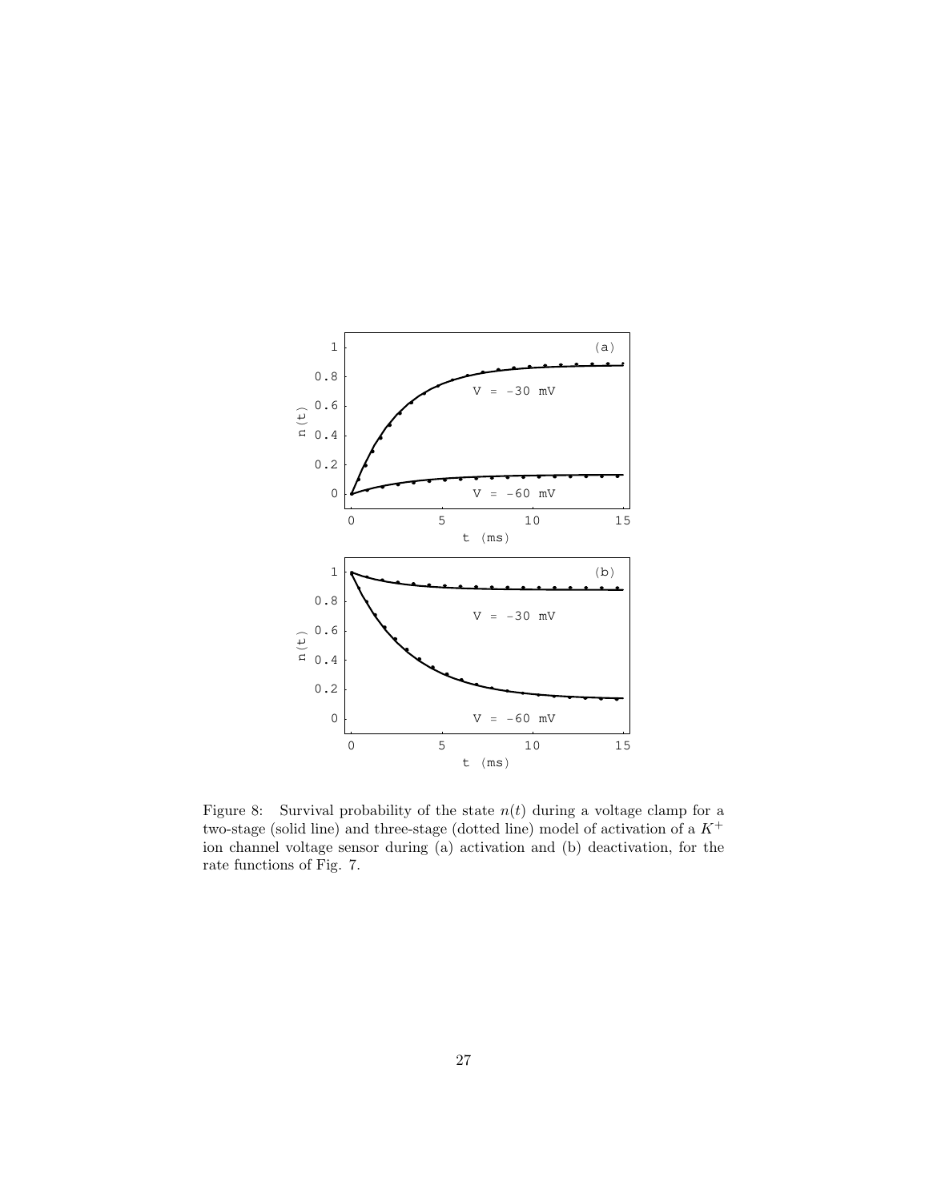Figure 8: Survival probability of the state $n(t)$ during a voltage clamp for a two-stage (solid line) and three-stage (dotted line) model of activation of a $K^+$ ion channel voltage sensor during (a) activation and (b) deactivation, for the rate functions of Fig. 7.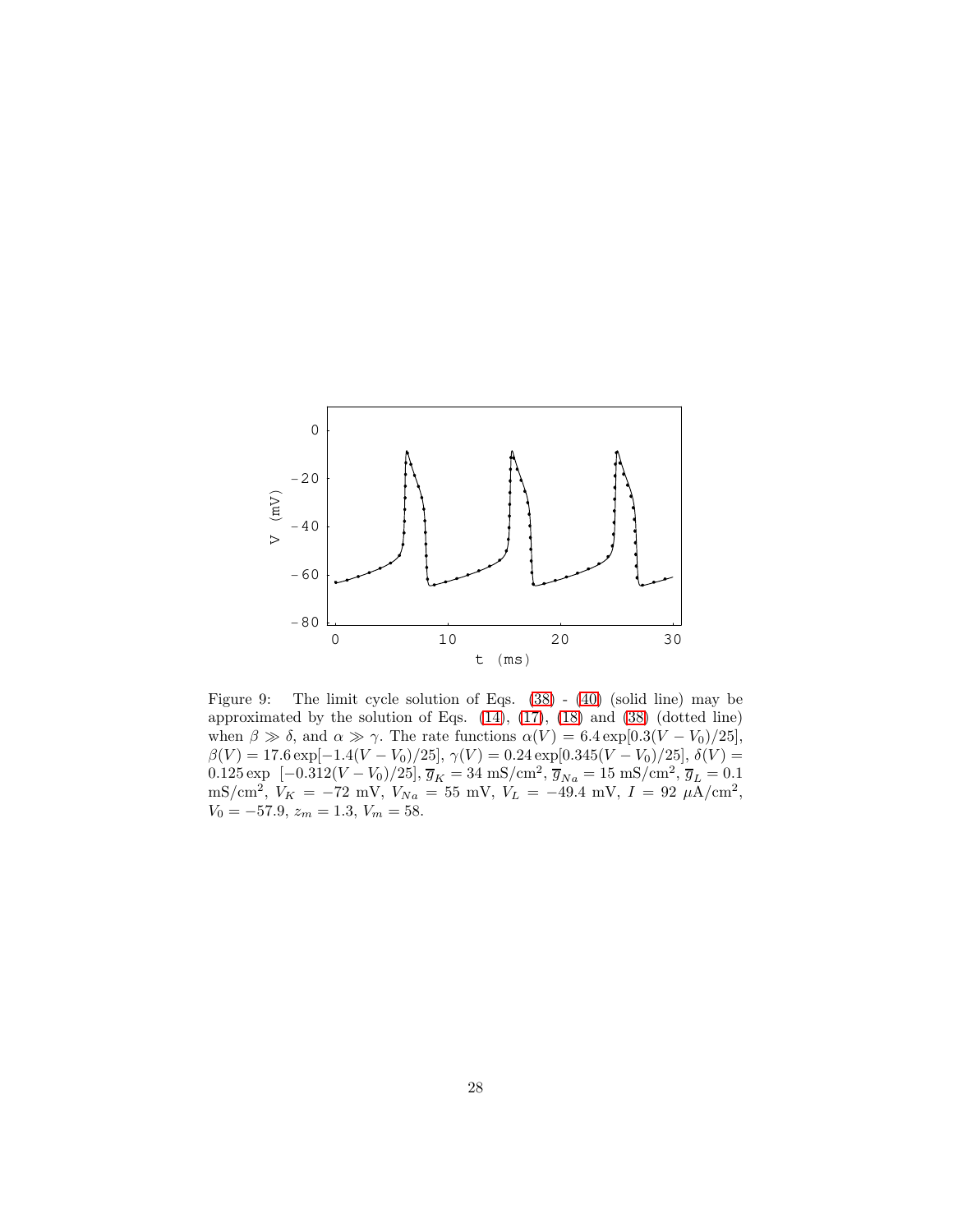Figure 9: The limit cycle solution of Eqs. (38) - (40) (solid line) may be approximated by the solution of Eqs. (14), (17), (18) and (38) (dotted line) when $\beta \gg \delta$, and $\alpha \gg \gamma$. The rate functions $\alpha(V) = 6.4 \exp[0.3(V - V_0)/25]$, $\beta(V) = 17.6 \exp[-1.4(V - V_0)/25]$, $\gamma(V) = 0.24 \exp[0.345(V - V_0)/25]$, $\delta(V) = 0.125 \exp\ [-0.312(V - V_0)/25]$, $\overline{g}_K = 34$ mS/cm$^2$, $\overline{g}_{Na} = 15$ mS/cm$^2$, $\overline{g}_L = 0.1$ mS/cm$^2$, $V_K = -72$ mV, $V_{Na} = 55$ mV, $V_L = -49.4$ mV, $I = 92$ $\mu$A/cm$^2$, $V_0 = -57.9$, $z_m = 1.3$, $V_m = 58$.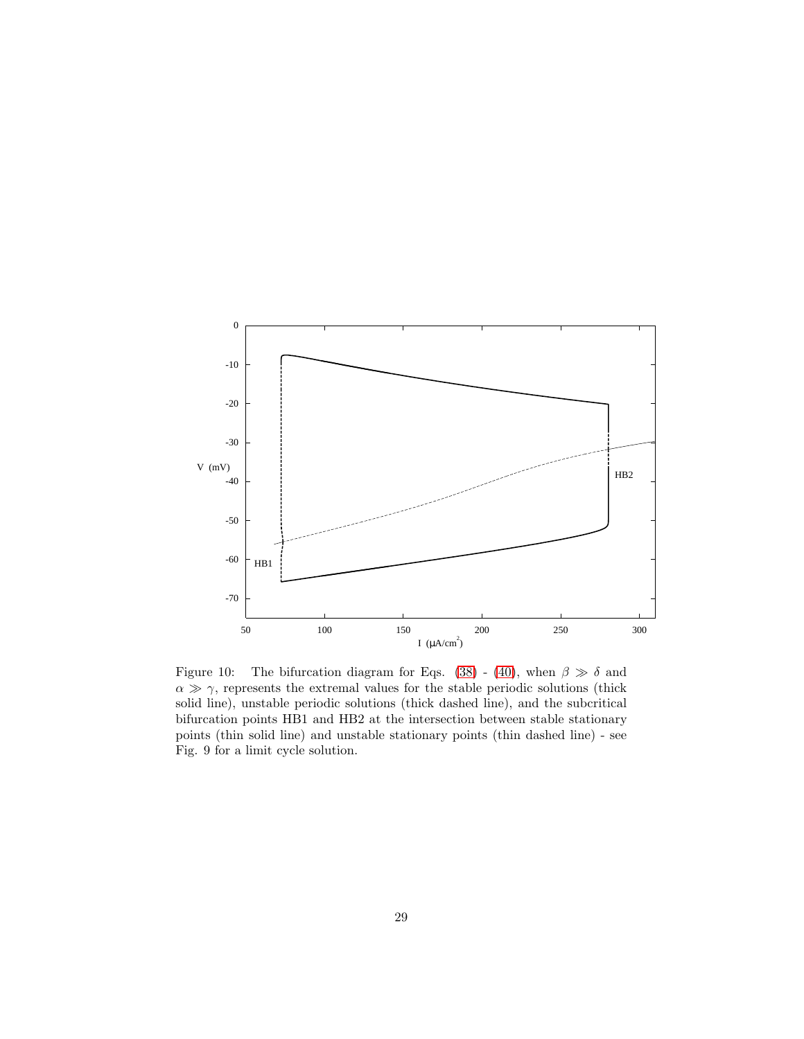Figure 10: The bifurcation diagram for Eqs. (38) - (40), when $\beta \gg \delta$ and $\alpha \gg \gamma$, represents the extremal values for the stable periodic solutions (thick solid line), unstable periodic solutions (thick dashed line), and the subcritical bifurcation points HB1 and HB2 at the intersection between stable stationary points (thin solid line) and unstable stationary points (thin dashed line) - see Fig. 9 for a limit cycle solution.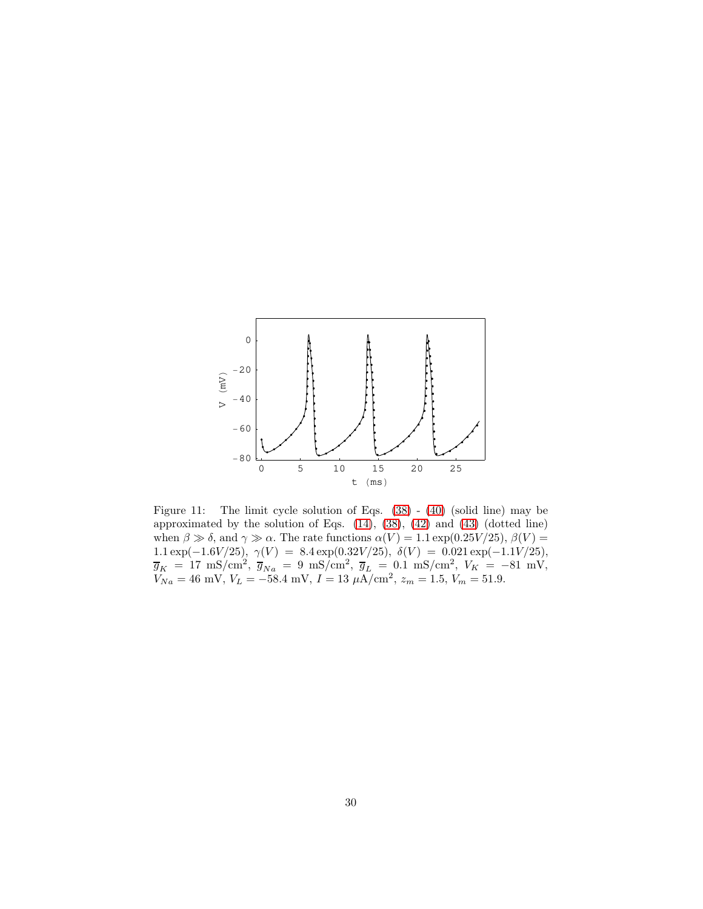Figure 11: The limit cycle solution of Eqs. (38) - (40) (solid line) may be approximated by the solution of Eqs. (14), (38), (42) and (43) (dotted line) when $\beta \gg \delta$, and $\gamma \gg \alpha$. The rate functions $\alpha(V) = 1.1\exp(0.25V/25)$, $\beta(V) = 1.1\exp(-1.6V/25)$, $\gamma(V) = 8.4\exp(0.32V/25)$, $\delta(V) = 0.021\exp(-1.1V/25)$, $\overline{g}_K = 17$ mS/cm$^2$, $\overline{g}_{Na} = 9$ mS/cm$^2$, $\overline{g}_L = 0.1$ mS/cm$^2$, $V_K = -81$ mV, $V_{Na} = 46$ mV, $V_L = -58.4$ mV, $I = 13$ $\mu$A/cm$^2$, $z_m = 1.5$, $V_m = 51.9$.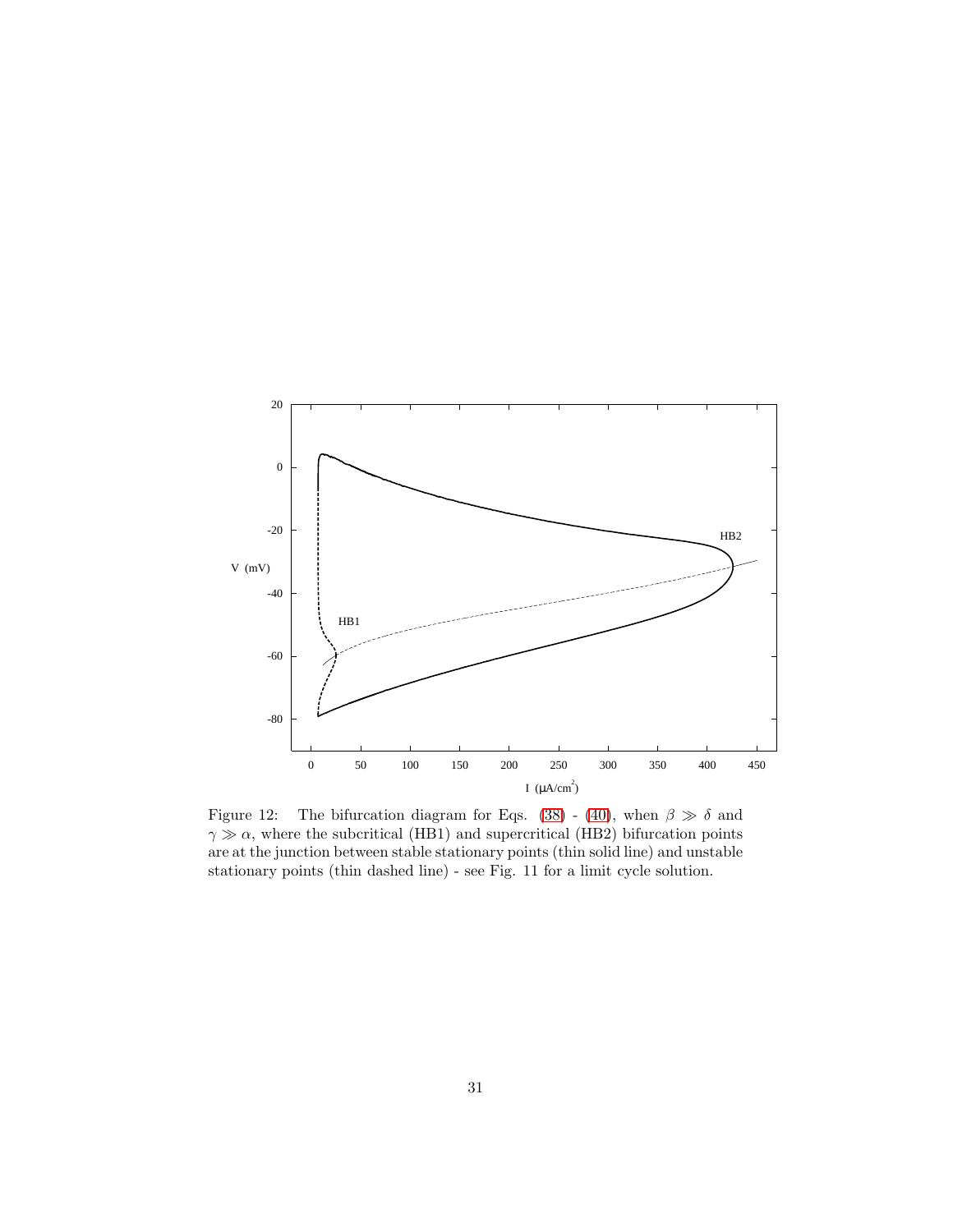Figure 12: The bifurcation diagram for Eqs. (38) - (40), when $\beta \gg \delta$ and $\gamma \gg \alpha$, where the subcritical (HB1) and supercritical (HB2) bifurcation points are at the junction between stable stationary points (thin solid line) and unstable stationary points (thin dashed line) - see Fig. 11 for a limit cycle solution.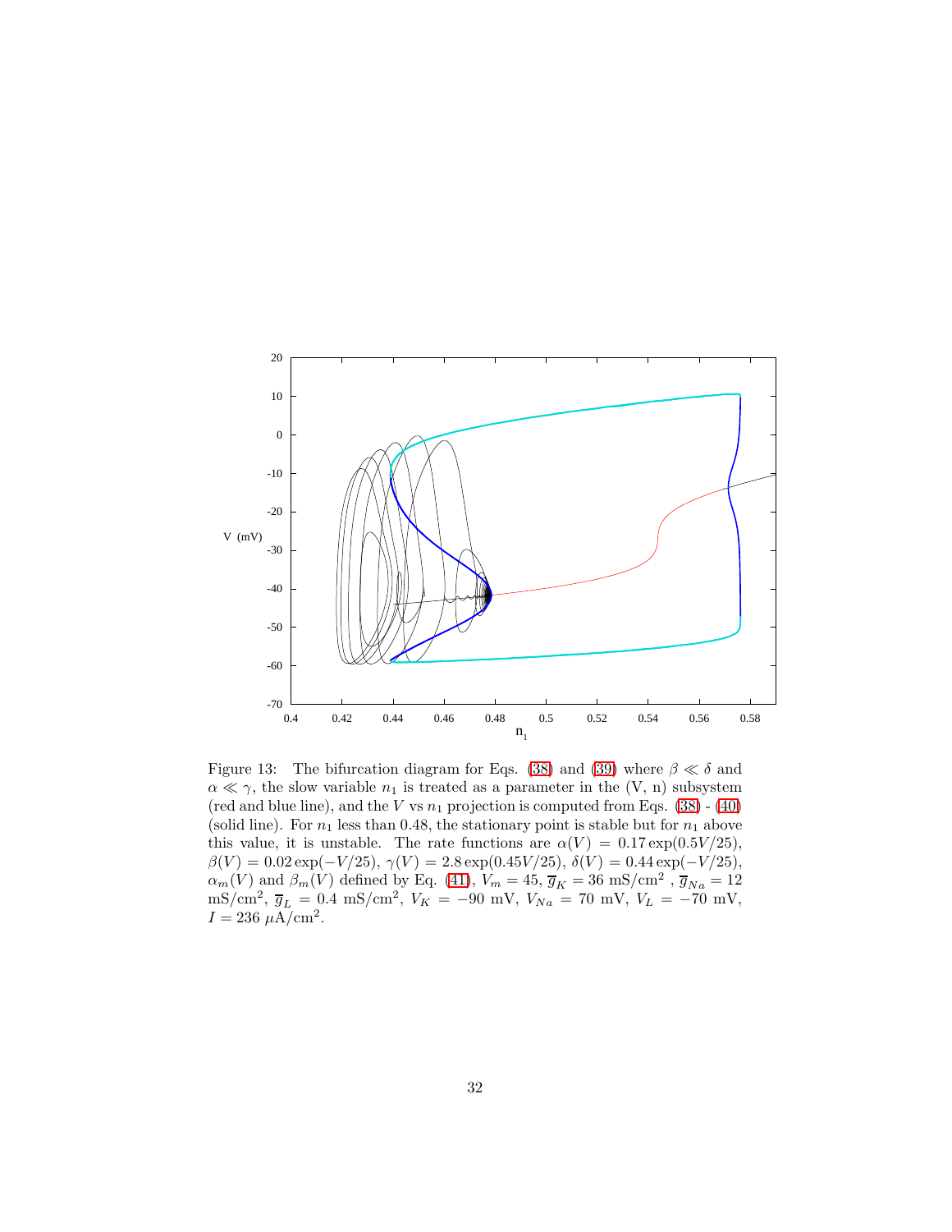Figure 13: The bifurcation diagram for Eqs. (38) and (39) where $\beta \ll \delta$ and $\alpha \ll \gamma$, the slow variable $n_1$ is treated as a parameter in the (V, n) subsystem (red and blue line), and the $V$ vs $n_1$ projection is computed from Eqs. (38) - (40) (solid line). For $n_1$ less than 0.48, the stationary point is stable but for $n_1$ above this value, it is unstable. The rate functions are $\alpha(V) = 0.17\exp(0.5V/25)$, $\beta(V) = 0.02\exp(-V/25)$, $\gamma(V) = 2.8\exp(0.45V/25)$, $\delta(V) = 0.44\exp(-V/25)$, $\alpha_m(V)$ and $\beta_m(V)$ defined by Eq. (41), $V_m = 45$, $\overline{g}_K = 36$ mS/cm$^2$ , $\overline{g}_{Na} = 12$ mS/cm$^2$, $\overline{g}_L = 0.4$ mS/cm$^2$, $V_K = -90$ mV, $V_{Na} = 70$ mV, $V_L = -70$ mV, $I = 236$ $\mu$A/cm$^2$.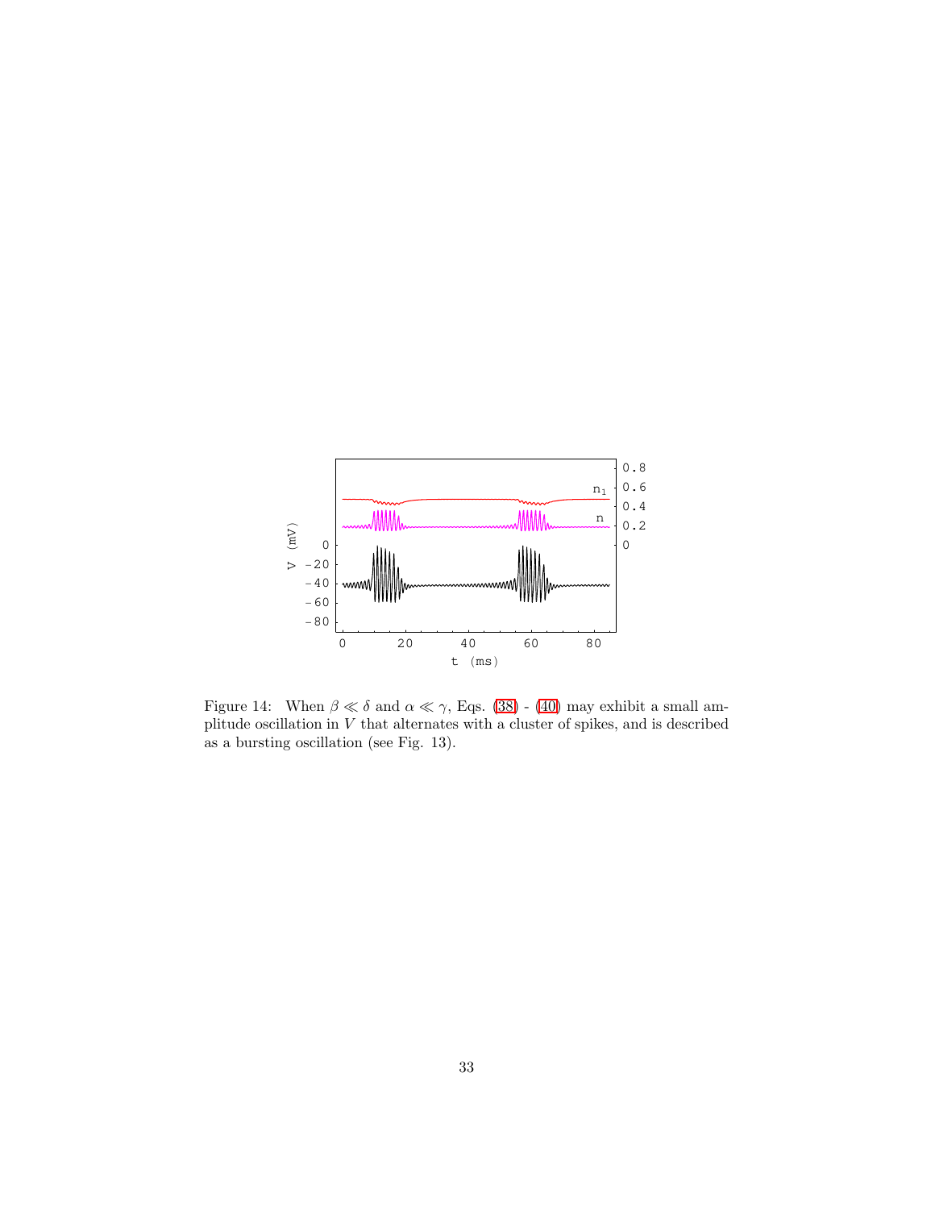0.8
0.6
0.4
0.2
0
$n_1$
$n$
V (mV)
0
-20
-40
-60
-80
0
20
40
60
80
t (ms)

Figure 14: When $\beta \ll \delta$ and $\alpha \ll \gamma$, Eqs. (38) - (40) may exhibit a small amplitude oscillation in $V$ that alternates with a cluster of spikes, and is described as a bursting oscillation (see Fig. 13).